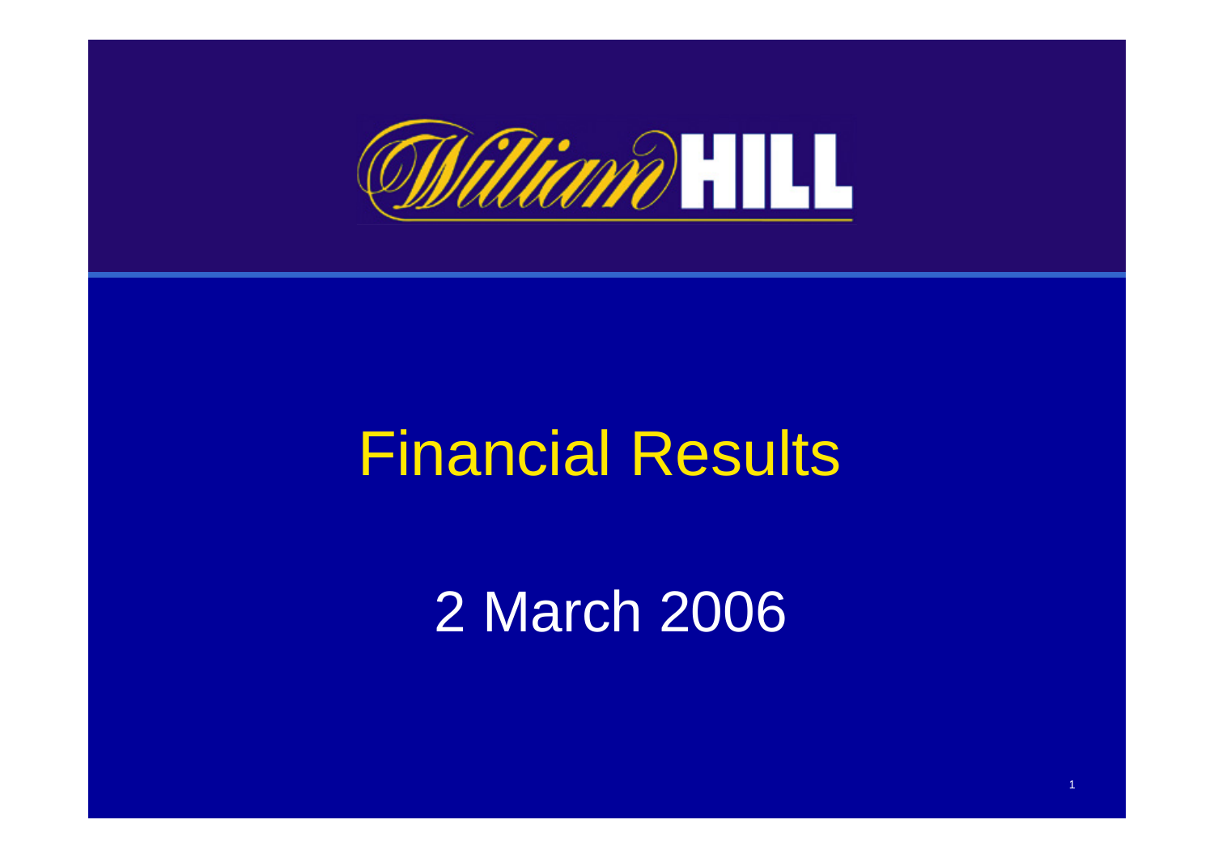# William HILL

# Financial Results

## 2 March 2006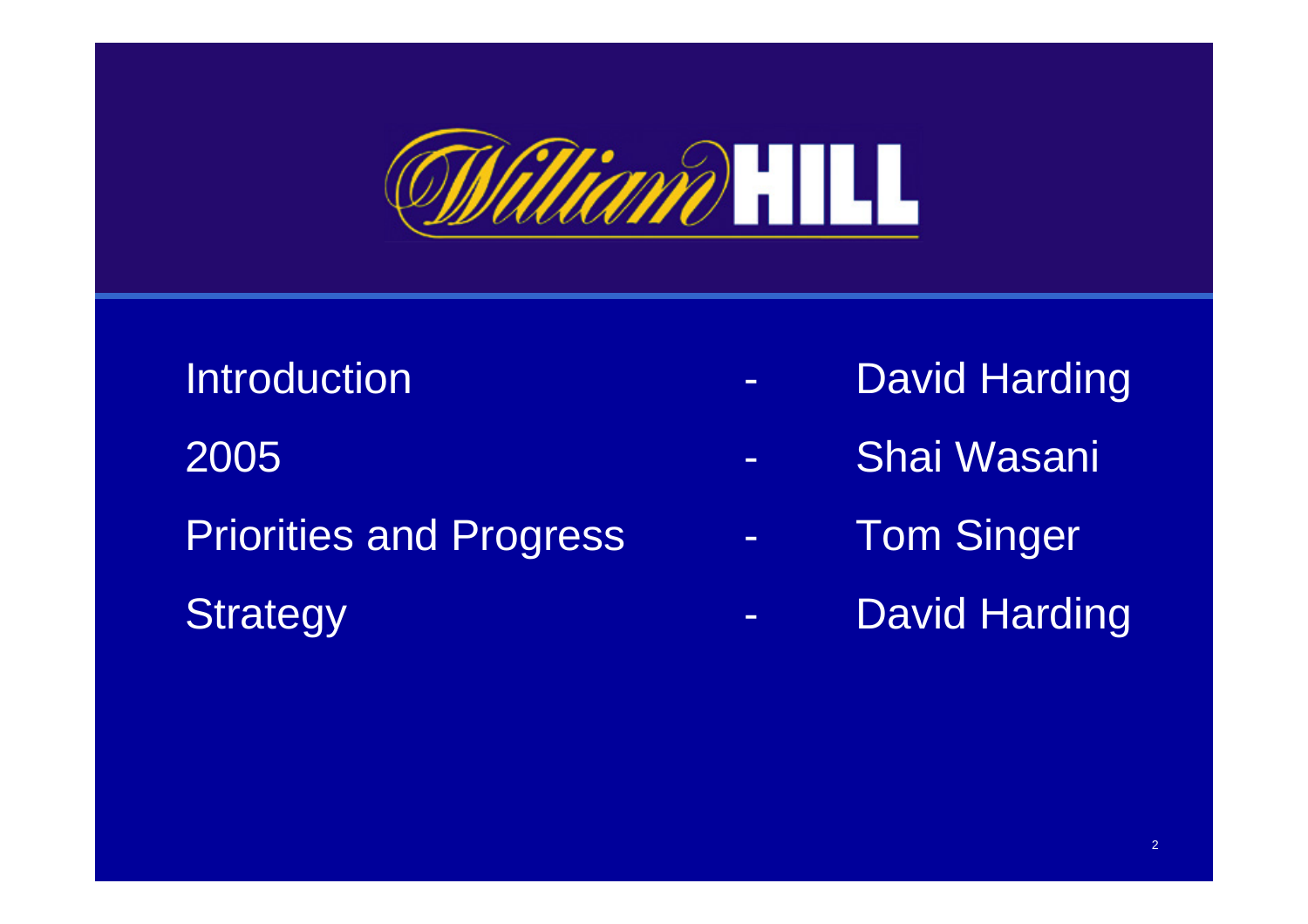# William HILL

| | | |
|---|---|---|
| Introduction | - | David Harding |
| 2005 | - | Shai Wasani |
| Priorities and Progress | - | Tom Singer |
| Strategy | - | David Harding |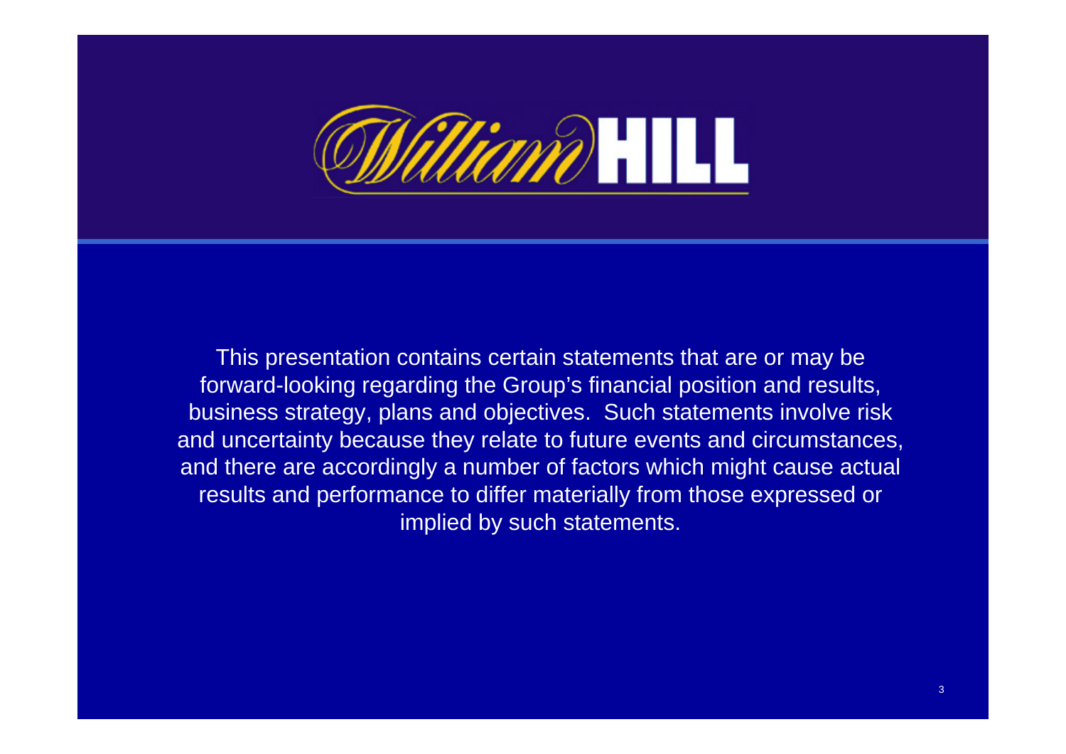William HILL

This presentation contains certain statements that are or may be forward-looking regarding the Group's financial position and results, business strategy, plans and objectives. Such statements involve risk and uncertainty because they relate to future events and circumstances, and there are accordingly a number of factors which might cause actual results and performance to differ materially from those expressed or implied by such statements.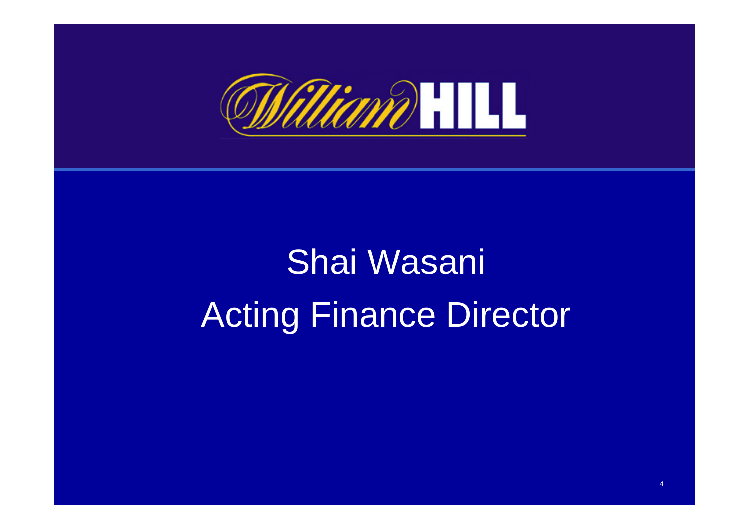# Shai Wasani

## Acting Finance Director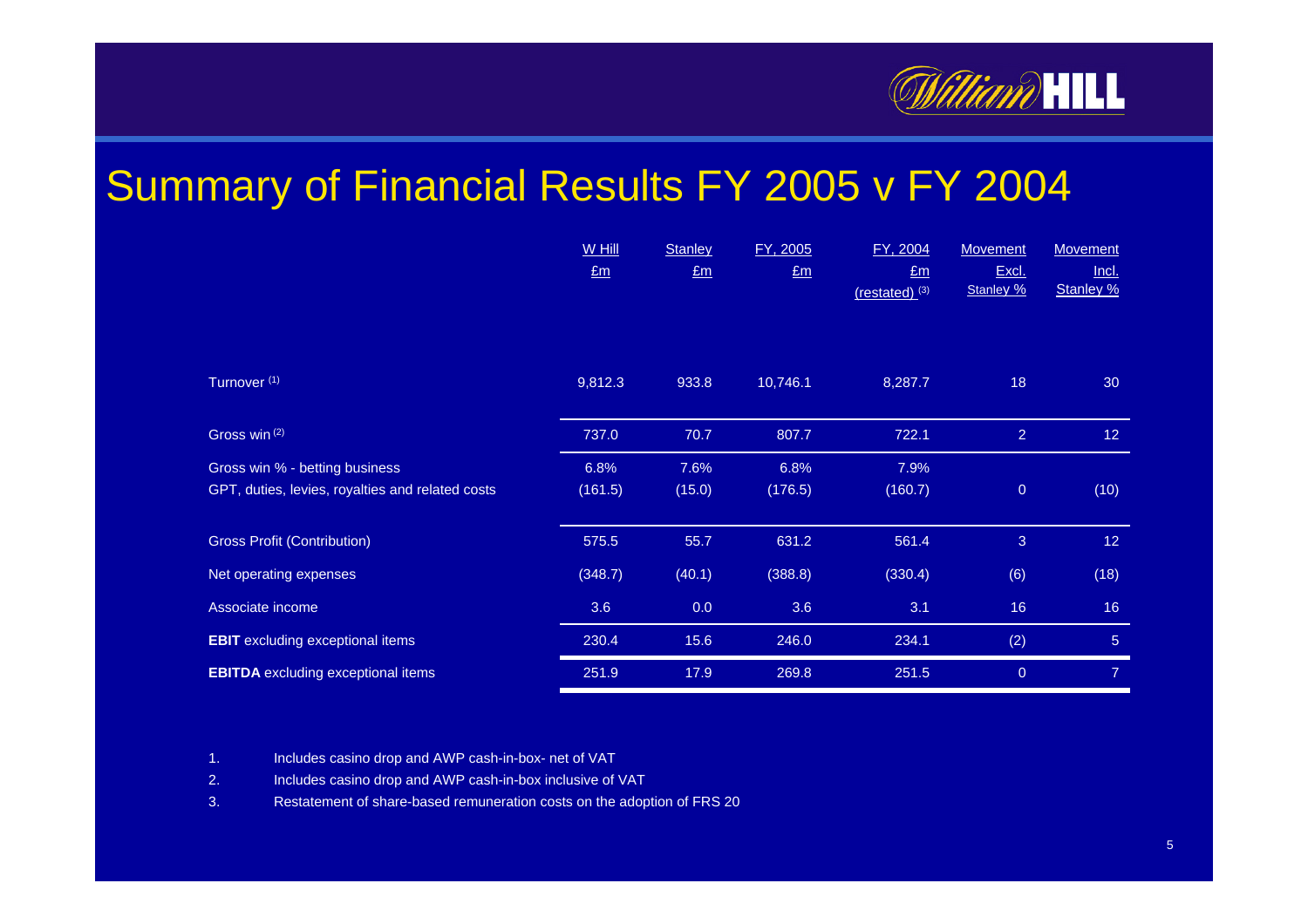# Summary of Financial Results FY 2005 v FY 2004

| | W Hill £m | Stanley £m | FY, 2005 £m | FY, 2004 £m (restated) [3] | Movement Excl. Stanley % | Movement Incl. Stanley % |
|---|---|---|---|---|---|---|
| Turnover [1] | 9,812.3 | 933.8 | 10,746.1 | 8,287.7 | 18 | 30 |
| Gross win [2] | 737.0 | 70.7 | 807.7 | 722.1 | 2 | 12 |
| Gross win % - betting business | 6.8% | 7.6% | 6.8% | 7.9% | | |
| GPT, duties, levies, royalties and related costs | (161.5) | (15.0) | (176.5) | (160.7) | 0 | (10) |
| Gross Profit (Contribution) | 575.5 | 55.7 | 631.2 | 561.4 | 3 | 12 |
| Net operating expenses | (348.7) | (40.1) | (388.8) | (330.4) | (6) | (18) |
| Associate income | 3.6 | 0.0 | 3.6 | 3.1 | 16 | 16 |
| **EBIT** excluding exceptional items | 230.4 | 15.6 | 246.0 | 234.1 | (2) | 5 |
| **EBITDA** excluding exceptional items | 251.9 | 17.9 | 269.8 | 251.5 | 0 | 7 |

1. Includes casino drop and AWP cash-in-box- net of VAT
2. Includes casino drop and AWP cash-in-box inclusive of VAT
3. Restatement of share-based remuneration costs on the adoption of FRS 20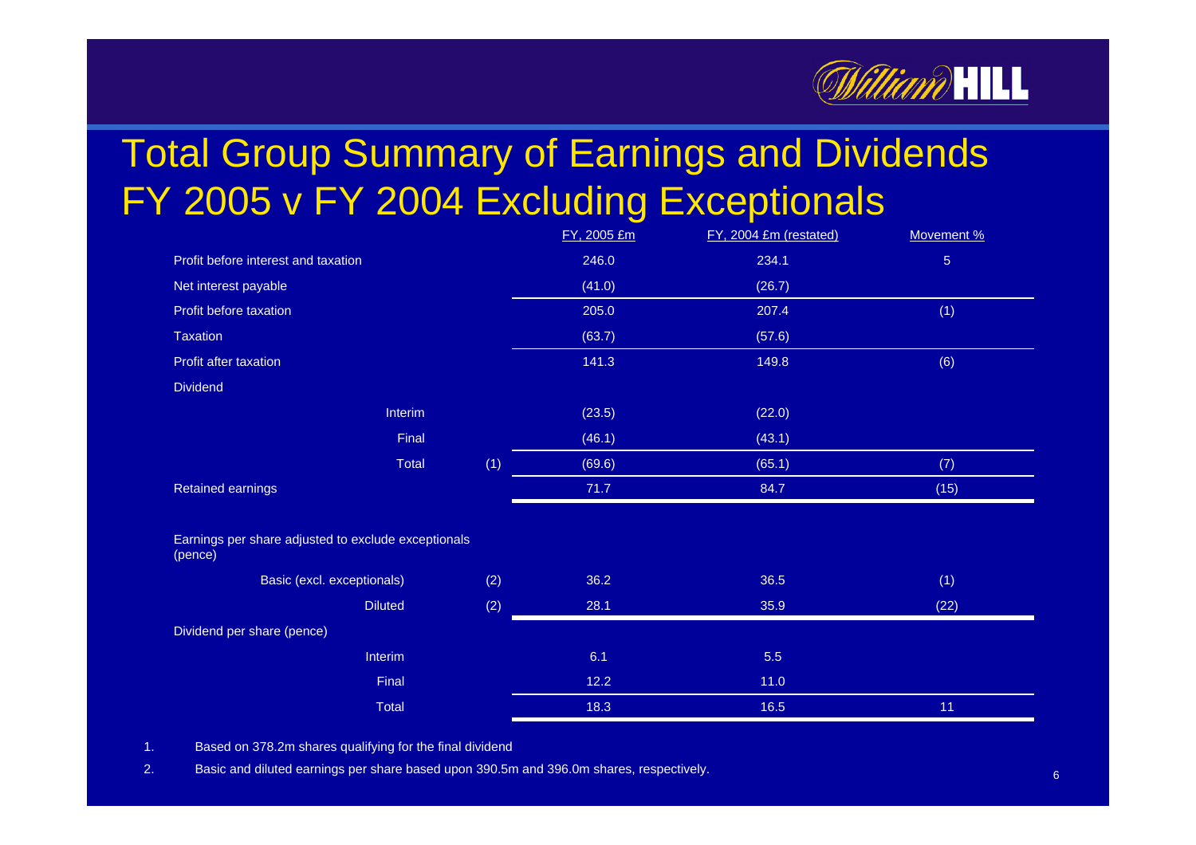# Total Group Summary of Earnings and Dividends FY 2005 v FY 2004 Excluding Exceptionals

| | | FY, 2005 £m | FY, 2004 £m (restated) | Movement % |
|---|---|---|---|---|
| Profit before interest and taxation | | 246.0 | 234.1 | 5 |
| Net interest payable | | (41.0) | (26.7) | |
| Profit before taxation | | 205.0 | 207.4 | (1) |
| Taxation | | (63.7) | (57.6) | |
| Profit after taxation | | 141.3 | 149.8 | (6) |
| Dividend | | | | |
| Interim | | (23.5) | (22.0) | |
| Final | | (46.1) | (43.1) | |
| Total | (1) | (69.6) | (65.1) | (7) |
| Retained earnings | | 71.7 | 84.7 | (15) |
| | | | | |
| Earnings per share adjusted to exclude exceptionals (pence) | | | | |
| Basic (excl. exceptionals) | (2) | 36.2 | 36.5 | (1) |
| Diluted | (2) | 28.1 | 35.9 | (22) |
| Dividend per share (pence) | | | | |
| Interim | | 6.1 | 5.5 | |
| Final | | 12.2 | 11.0 | |
| Total | | 18.3 | 16.5 | 11 |

1. Based on 378.2m shares qualifying for the final dividend
2. Basic and diluted earnings per share based upon 390.5m and 396.0m shares, respectively.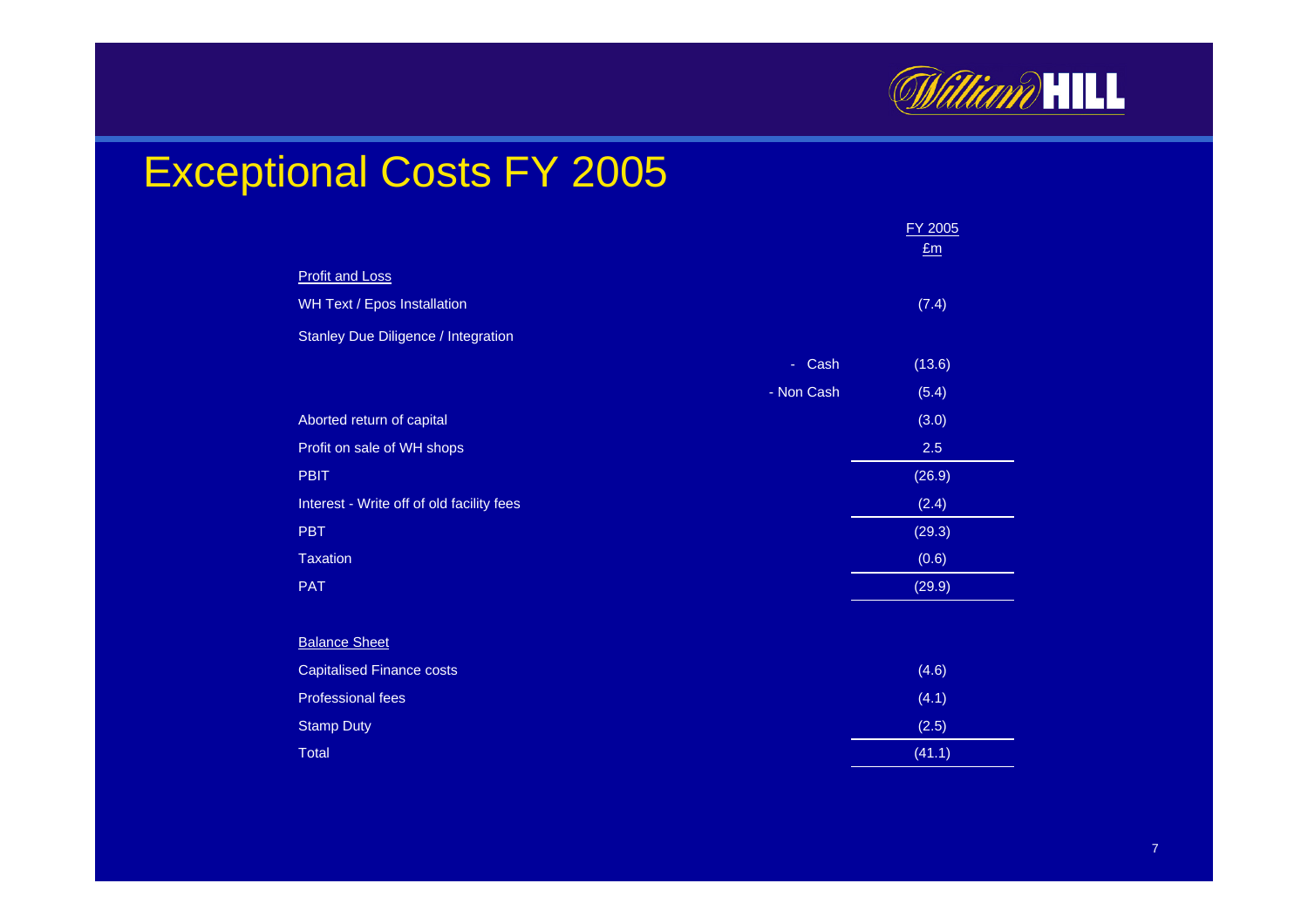# Exceptional Costs FY 2005

| | | FY 2005 £m |
|---|---|---|
| **Profit and Loss** | | |
| WH Text / Epos Installation | | (7.4) |
| Stanley Due Diligence / Integration | | |
| | - Cash | (13.6) |
| | - Non Cash | (5.4) |
| Aborted return of capital | | (3.0) |
| Profit on sale of WH shops | | 2.5 |
| PBIT | | (26.9) |
| Interest - Write off of old facility fees | | (2.4) |
| PBT | | (29.3) |
| Taxation | | (0.6) |
| PAT | | (29.9) |
| | | |
| **Balance Sheet** | | |
| Capitalised Finance costs | | (4.6) |
| Professional fees | | (4.1) |
| Stamp Duty | | (2.5) |
| Total | | (41.1) |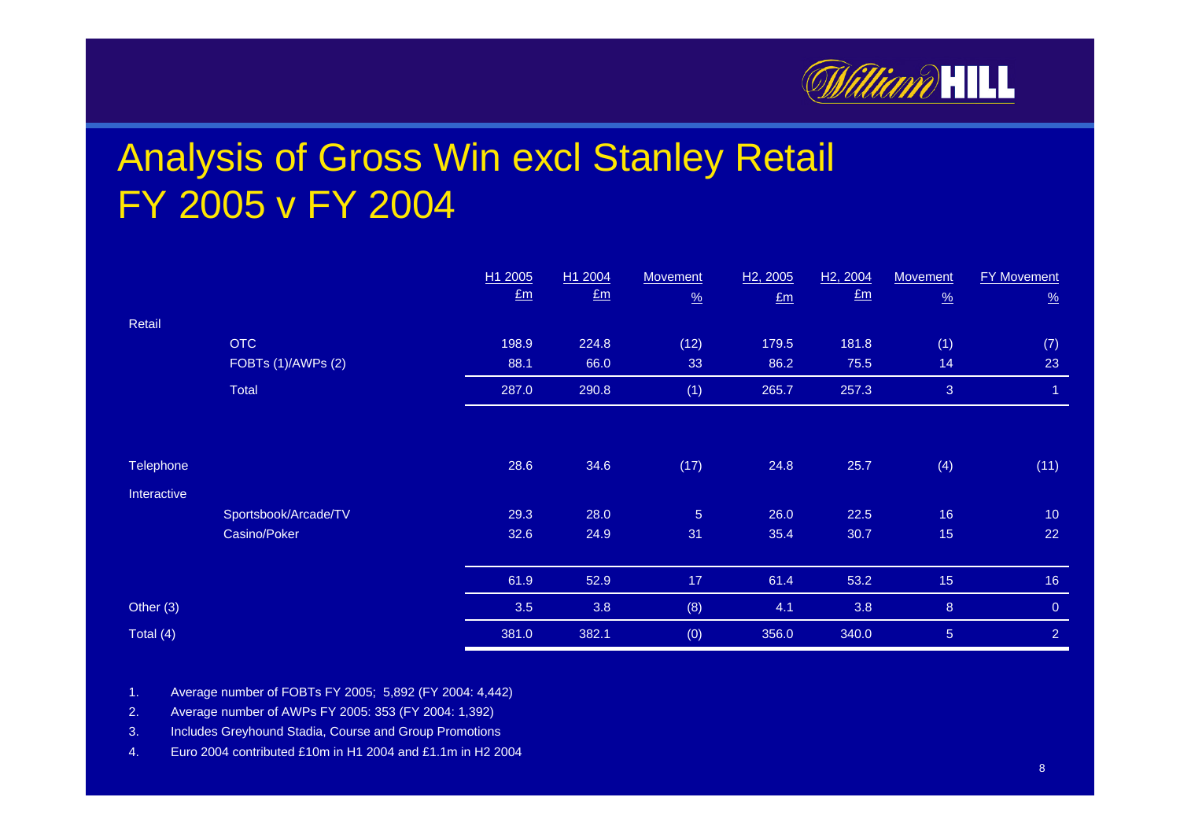# Analysis of Gross Win excl Stanley Retail FY 2005 v FY 2004

| | | H1 2005 £m | H1 2004 £m | Movement % | H2, 2005 £m | H2, 2004 £m | Movement % | FY Movement % |
|---|---|---|---|---|---|---|---|---|
| Retail | | | | | | | | |
| | OTC | 198.9 | 224.8 | (12) | 179.5 | 181.8 | (1) | (7) |
| | FOBTs (1)/AWPs (2) | 88.1 | 66.0 | 33 | 86.2 | 75.5 | 14 | 23 |
| | Total | 287.0 | 290.8 | (1) | 265.7 | 257.3 | 3 | 1 |
| Telephone | | 28.6 | 34.6 | (17) | 24.8 | 25.7 | (4) | (11) |
| Interactive | | | | | | | | |
| | Sportsbook/Arcade/TV | 29.3 | 28.0 | 5 | 26.0 | 22.5 | 16 | 10 |
| | Casino/Poker | 32.6 | 24.9 | 31 | 35.4 | 30.7 | 15 | 22 |
| | | 61.9 | 52.9 | 17 | 61.4 | 53.2 | 15 | 16 |
| Other (3) | | 3.5 | 3.8 | (8) | 4.1 | 3.8 | 8 | 0 |
| Total (4) | | 381.0 | 382.1 | (0) | 356.0 | 340.0 | 5 | 2 |

1. Average number of FOBTs FY 2005; 5,892 (FY 2004: 4,442)
2. Average number of AWPs FY 2005: 353 (FY 2004: 1,392)
3. Includes Greyhound Stadia, Course and Group Promotions
4. Euro 2004 contributed £10m in H1 2004 and £1.1m in H2 2004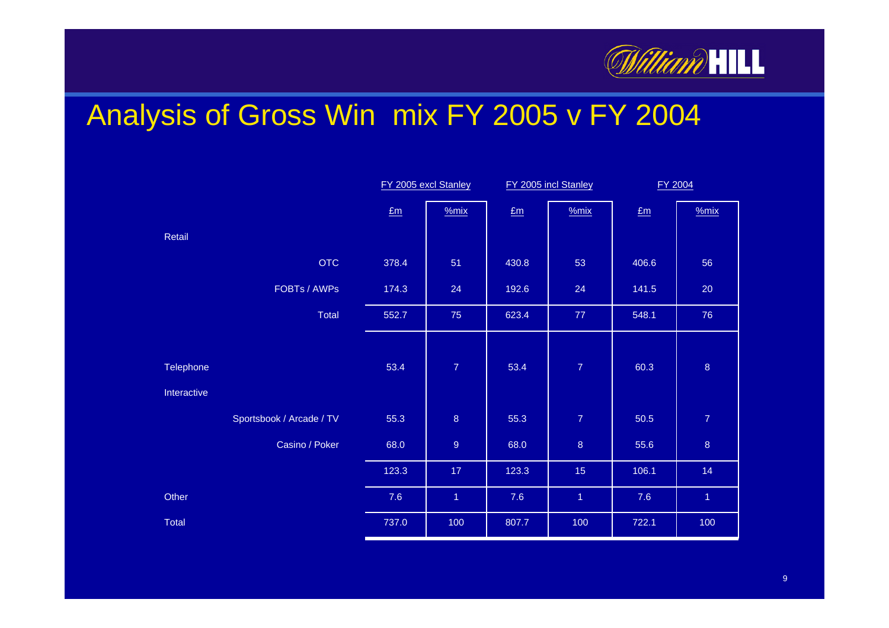# Analysis of Gross Win mix FY 2005 v FY 2004

| | | FY 2005 excl Stanley | | FY 2005 incl Stanley | | FY 2004 | |
|---|---|---|---|---|---|---|---|
| | | £m | %mix | £m | %mix | £m | %mix |
| Retail | | | | | | | |
| | OTC | 378.4 | 51 | 430.8 | 53 | 406.6 | 56 |
| | FOBTs / AWPs | 174.3 | 24 | 192.6 | 24 | 141.5 | 20 |
| | Total | 552.7 | 75 | 623.4 | 77 | 548.1 | 76 |
| Telephone | | 53.4 | 7 | 53.4 | 7 | 60.3 | 8 |
| Interactive | | | | | | | |
| | Sportsbook / Arcade / TV | 55.3 | 8 | 55.3 | 7 | 50.5 | 7 |
| | Casino / Poker | 68.0 | 9 | 68.0 | 8 | 55.6 | 8 |
| | | 123.3 | 17 | 123.3 | 15 | 106.1 | 14 |
| Other | | 7.6 | 1 | 7.6 | 1 | 7.6 | 1 |
| Total | | 737.0 | 100 | 807.7 | 100 | 722.1 | 100 |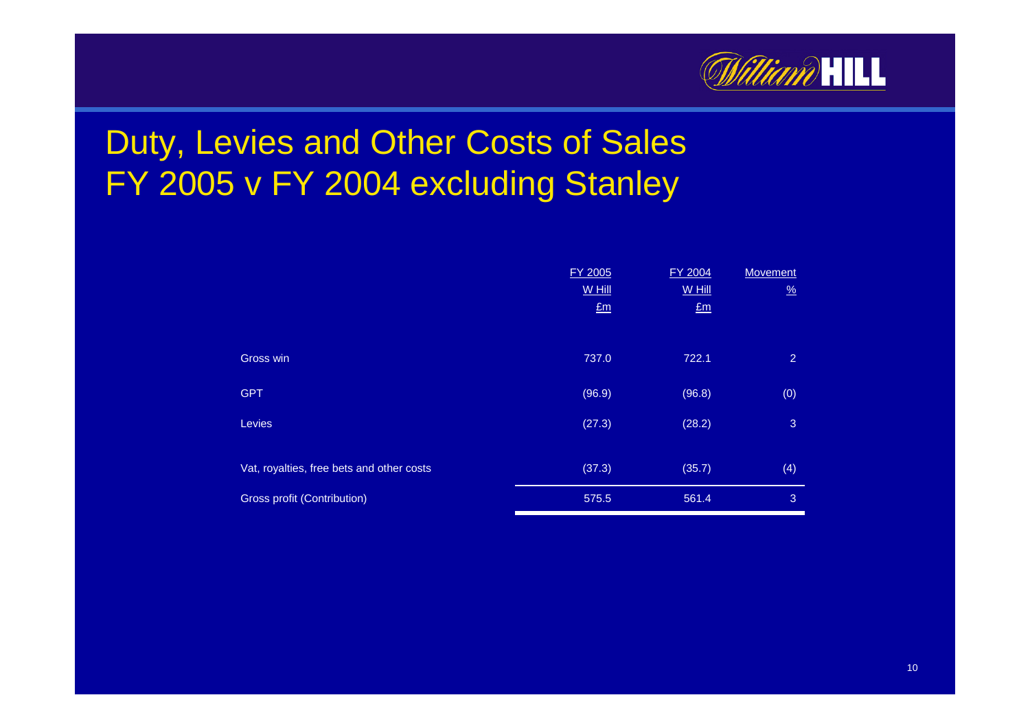# Duty, Levies and Other Costs of Sales
# FY 2005 v FY 2004 excluding Stanley

| | FY 2005 W Hill £m | FY 2004 W Hill £m | Movement % |
|---|---|---|---|
| Gross win | 737.0 | 722.1 | 2 |
| GPT | (96.9) | (96.8) | (0) |
| Levies | (27.3) | (28.2) | 3 |
| Vat, royalties, free bets and other costs | (37.3) | (35.7) | (4) |
| Gross profit (Contribution) | 575.5 | 561.4 | 3 |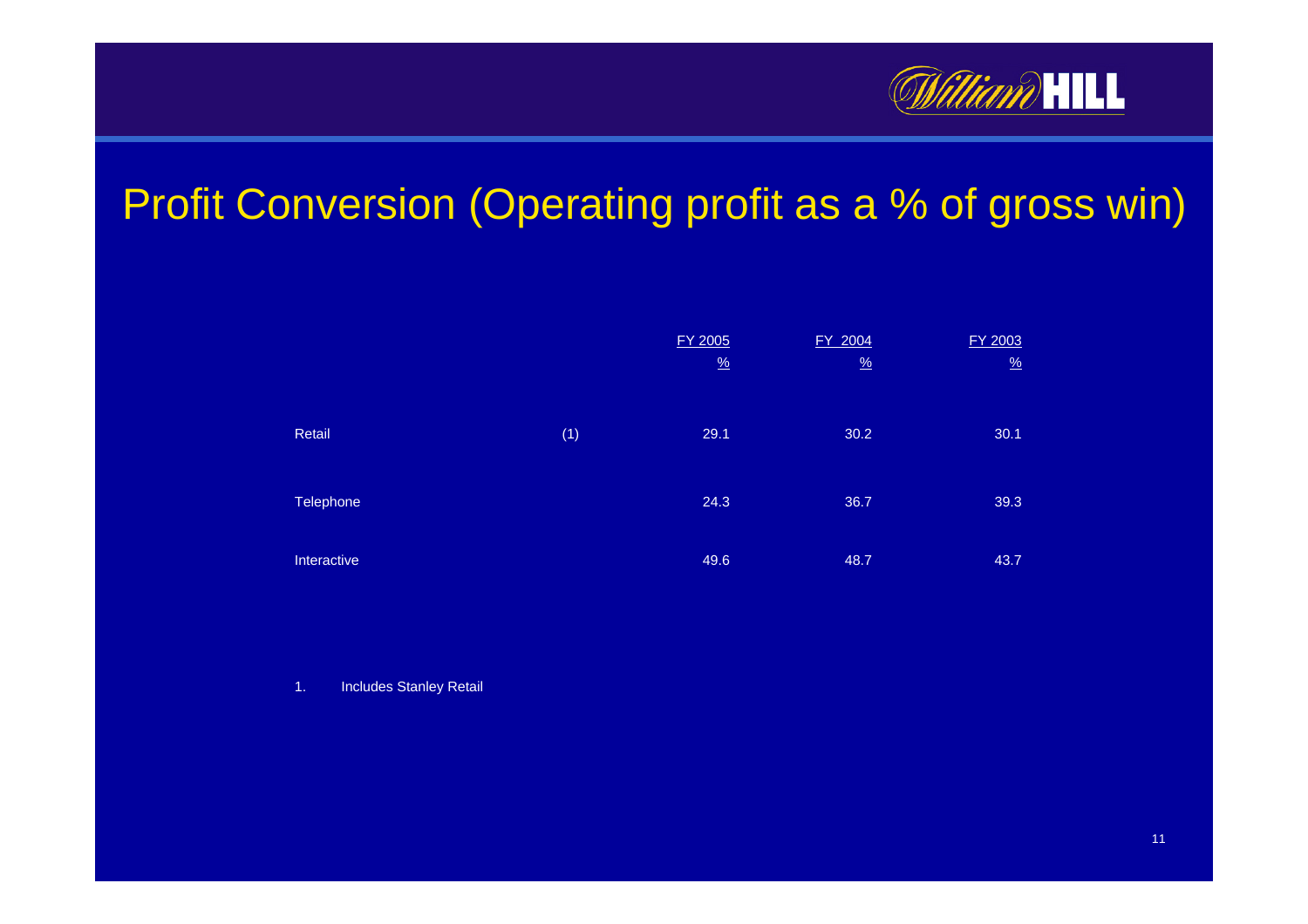# Profit Conversion (Operating profit as a % of gross win)

| | | FY 2005 | FY 2004 | FY 2003 |
|---|---|---|---|---|
| | | % | % | % |
| Retail | (1) | 29.1 | 30.2 | 30.1 |
| Telephone | | 24.3 | 36.7 | 39.3 |
| Interactive | | 49.6 | 48.7 | 43.7 |

1. Includes Stanley Retail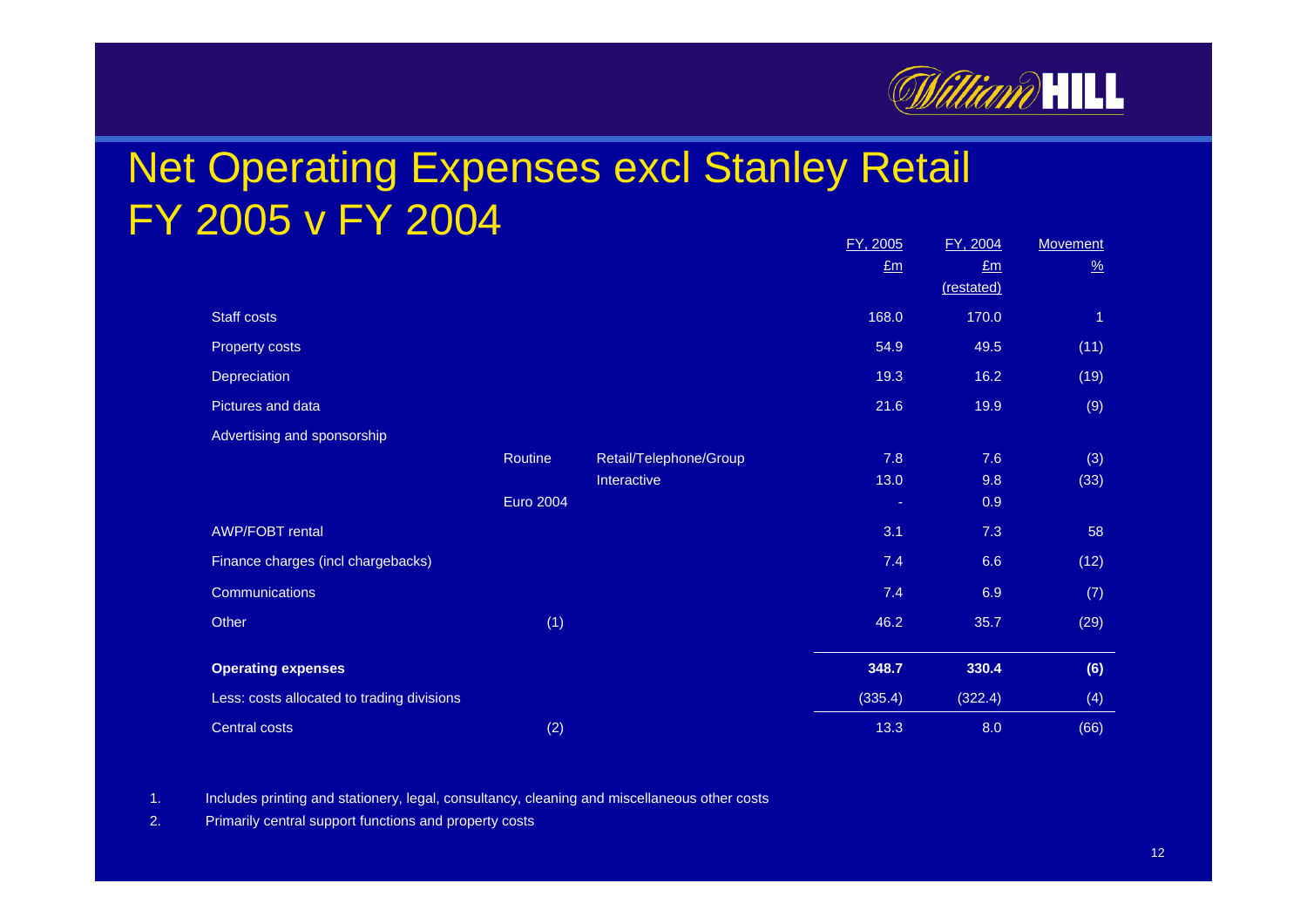# Net Operating Expenses excl Stanley Retail FY 2005 v FY 2004

| | | | FY, 2005 £m | FY, 2004 £m (restated) | Movement % |
|---|---|---|---|---|---|
| Staff costs | | | 168.0 | 170.0 | 1 |
| Property costs | | | 54.9 | 49.5 | (11) |
| Depreciation | | | 19.3 | 16.2 | (19) |
| Pictures and data | | | 21.6 | 19.9 | (9) |
| Advertising and sponsorship | | | | | |
| | Routine | Retail/Telephone/Group | 7.8 | 7.6 | (3) |
| | | Interactive | 13.0 | 9.8 | (33) |
| | Euro 2004 | | - | 0.9 | |
| AWP/FOBT rental | | | 3.1 | 7.3 | 58 |
| Finance charges (incl chargebacks) | | | 7.4 | 6.6 | (12) |
| Communications | | | 7.4 | 6.9 | (7) |
| Other | (1) | | 46.2 | 35.7 | (29) |
| **Operating expenses** | | | **348.7** | **330.4** | **(6)** |
| Less: costs allocated to trading divisions | | | (335.4) | (322.4) | (4) |
| Central costs | (2) | | 13.3 | 8.0 | (66) |

1. Includes printing and stationery, legal, consultancy, cleaning and miscellaneous other costs
2. Primarily central support functions and property costs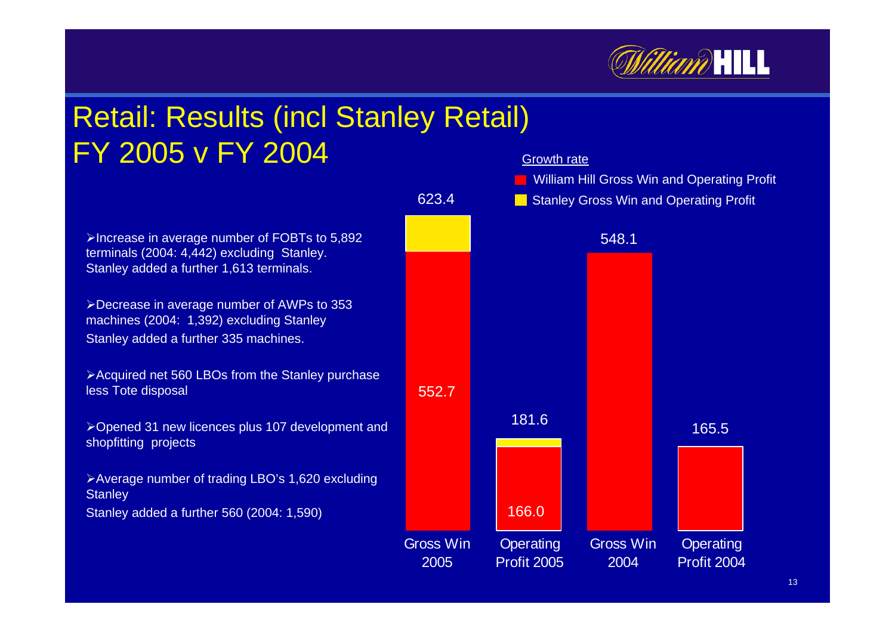# Retail: Results (incl Stanley Retail) FY 2005 v FY 2004

- Increase in average number of FOBTs to 5,892 terminals (2004: 4,442) excluding Stanley. Stanley added a further 1,613 terminals.
- Decrease in average number of AWPs to 353 machines (2004: 1,392) excluding Stanley Stanley added a further 335 machines.
- Acquired net 560 LBOs from the Stanley purchase less Tote disposal
- Opened 31 new licences plus 107 development and shopfitting projects
- Average number of trading LBO's 1,620 excluding Stanley Stanley added a further 560 (2004: 1,590)

Growth rate

- William Hill Gross Win and Operating Profit
- Stanley Gross Win and Operating Profit

| | Gross Win 2005 | Operating Profit 2005 | Gross Win 2004 | Operating Profit 2004 |
|---|---|---|---|---|
| William Hill | 552.7 | 166.0 | 548.1 | 165.5 |
| Total (incl Stanley) | 623.4 | 181.6 | | |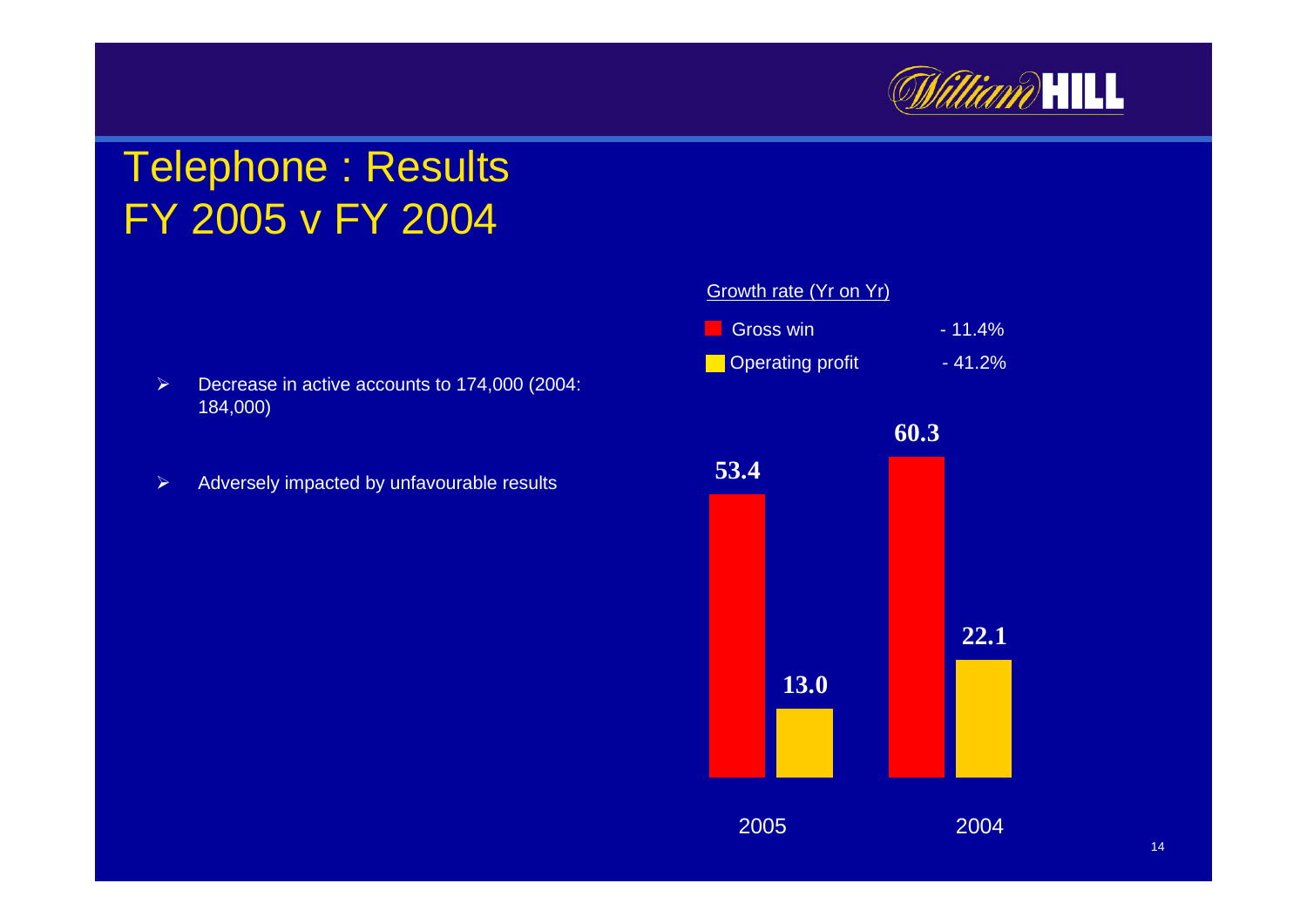# Telephone : Results
# FY 2005 v FY 2004

- Decrease in active accounts to 174,000 (2004: 184,000)
- Adversely impacted by unfavourable results

Growth rate (Yr on Yr)

| | Growth rate |
|---|---|
| Gross win | - 11.4% |
| Operating profit | - 41.2% |

| | 2005 | 2004 |
|---|---|---|
| Gross win | 53.4 | 60.3 |
| Operating profit | 13.0 | 22.1 |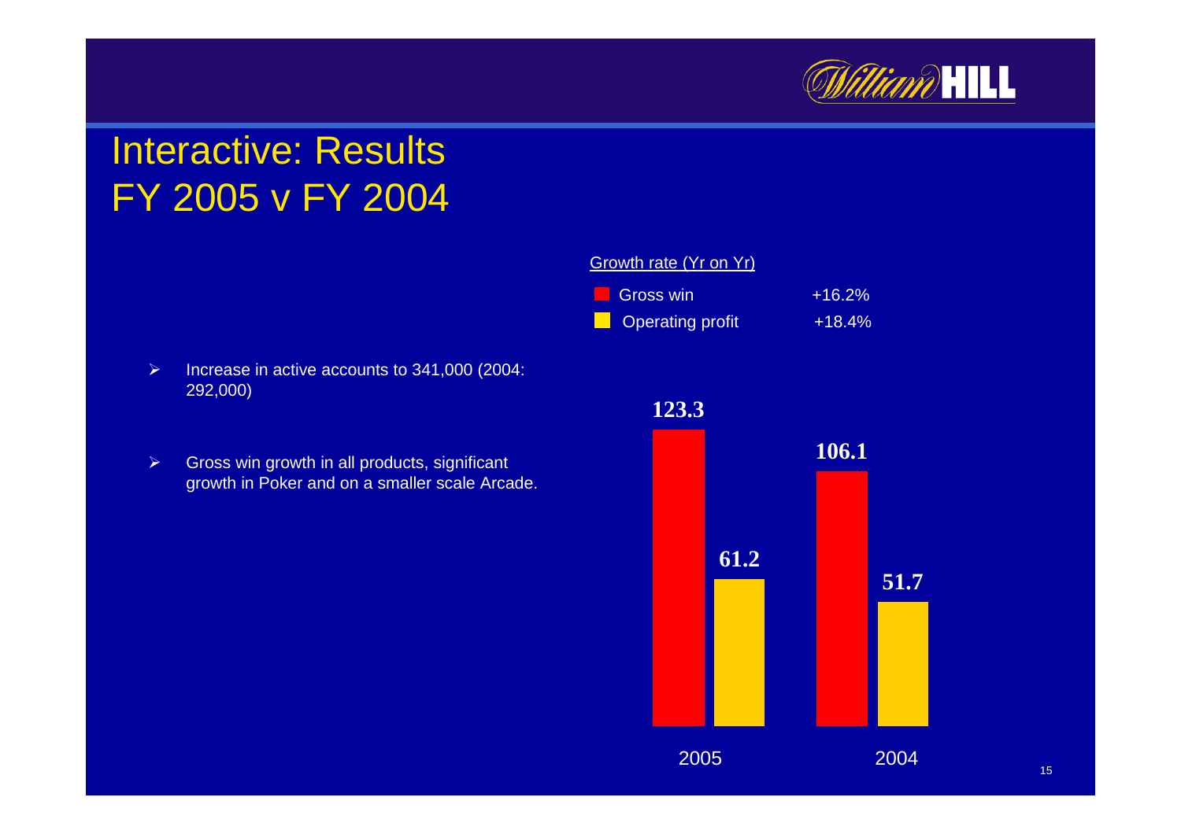# Interactive: Results FY 2005 v FY 2004

- Increase in active accounts to 341,000 (2004: 292,000)
- Gross win growth in all products, significant growth in Poker and on a smaller scale Arcade.

Growth rate (Yr on Yr)

| | Growth |
|---|---|
| Gross win | +16.2% |
| Operating profit | +18.4% |

| | 2005 | 2004 |
|---|---|---|
| Gross win | 123.3 | 106.1 |
| Operating profit | 61.2 | 51.7 |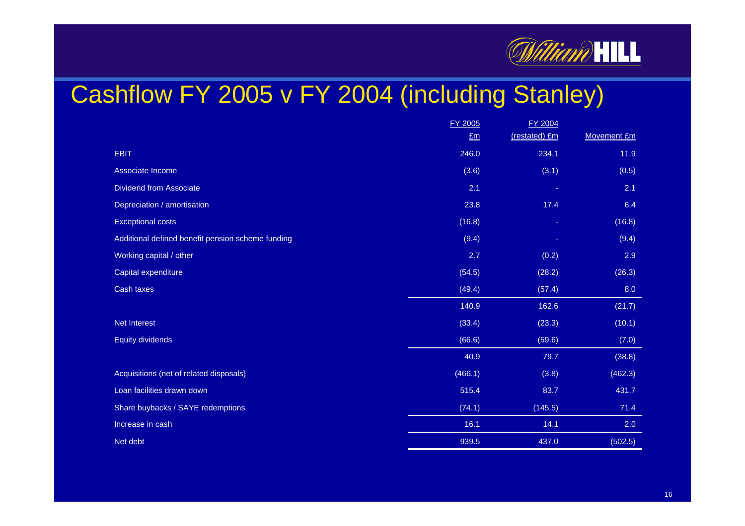# Cashflow FY 2005 v FY 2004 (including Stanley)

| | FY 2005 £m | FY 2004 (restated) £m | Movement £m |
|---|---|---|---|
| EBIT | 246.0 | 234.1 | 11.9 |
| Associate Income | (3.6) | (3.1) | (0.5) |
| Dividend from Associate | 2.1 | - | 2.1 |
| Depreciation / amortisation | 23.8 | 17.4 | 6.4 |
| Exceptional costs | (16.8) | - | (16.8) |
| Additional defined benefit pension scheme funding | (9.4) | - | (9.4) |
| Working capital / other | 2.7 | (0.2) | 2.9 |
| Capital expenditure | (54.5) | (28.2) | (26.3) |
| Cash taxes | (49.4) | (57.4) | 8.0 |
| | 140.9 | 162.6 | (21.7) |
| Net Interest | (33.4) | (23.3) | (10.1) |
| Equity dividends | (66.6) | (59.6) | (7.0) |
| | 40.9 | 79.7 | (38.8) |
| Acquisitions (net of related disposals) | (466.1) | (3.8) | (462.3) |
| Loan facilities drawn down | 515.4 | 83.7 | 431.7 |
| Share buybacks / SAYE redemptions | (74.1) | (145.5) | 71.4 |
| Increase in cash | 16.1 | 14.1 | 2.0 |
| Net debt | 939.5 | 437.0 | (502.5) |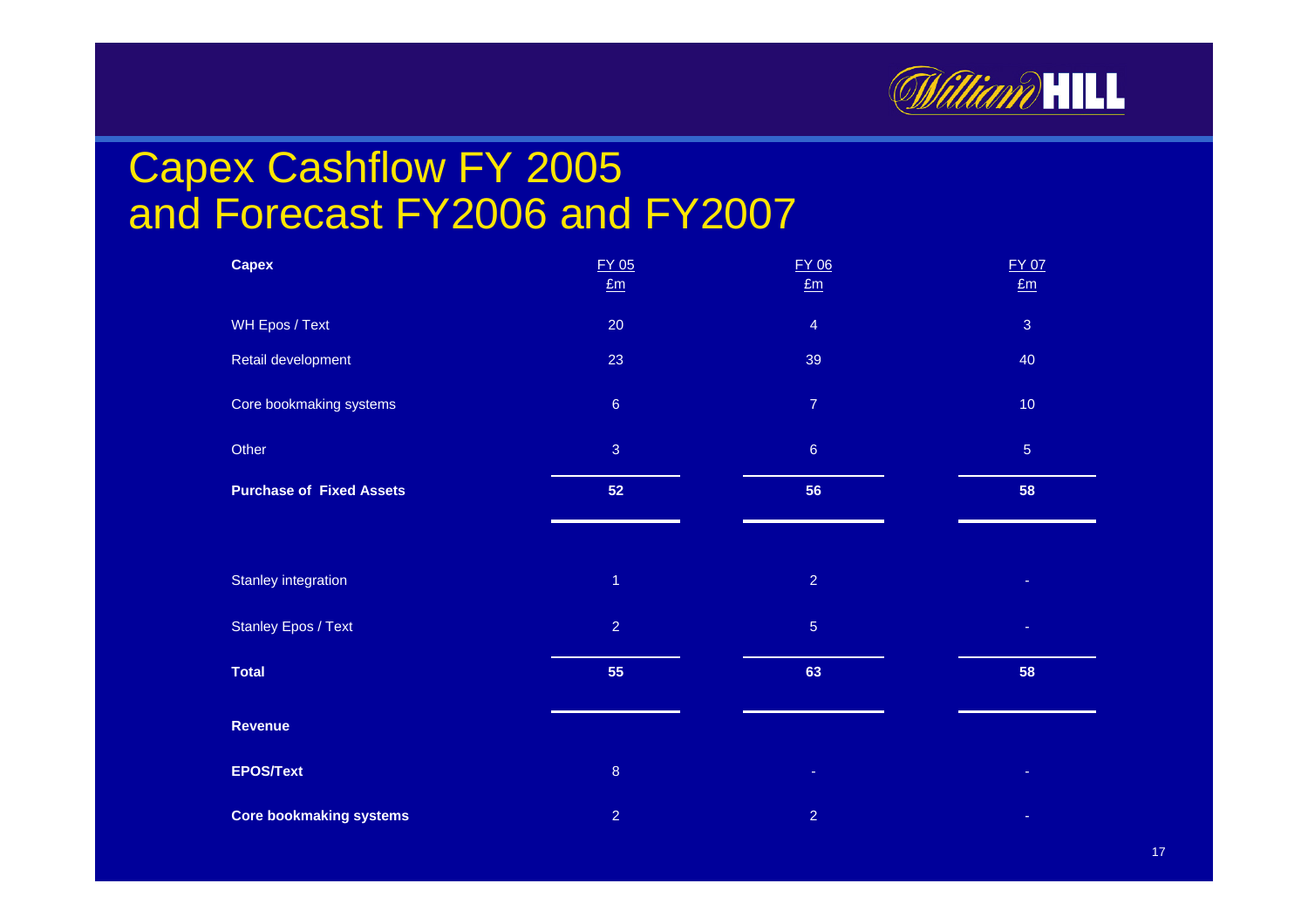# Capex Cashflow FY 2005 and Forecast FY2006 and FY2007

| Capex | FY 05 £m | FY 06 £m | FY 07 £m |
|---|---|---|---|
| WH Epos / Text | 20 | 4 | 3 |
| Retail development | 23 | 39 | 40 |
| Core bookmaking systems | 6 | 7 | 10 |
| Other | 3 | 6 | 5 |
| **Purchase of Fixed Assets** | **52** | **56** | **58** |
| Stanley integration | 1 | 2 | - |
| Stanley Epos / Text | 2 | 5 | - |
| **Total** | **55** | **63** | **58** |
| **Revenue** | | | |
| **EPOS/Text** | 8 | - | - |
| **Core bookmaking systems** | 2 | 2 | - |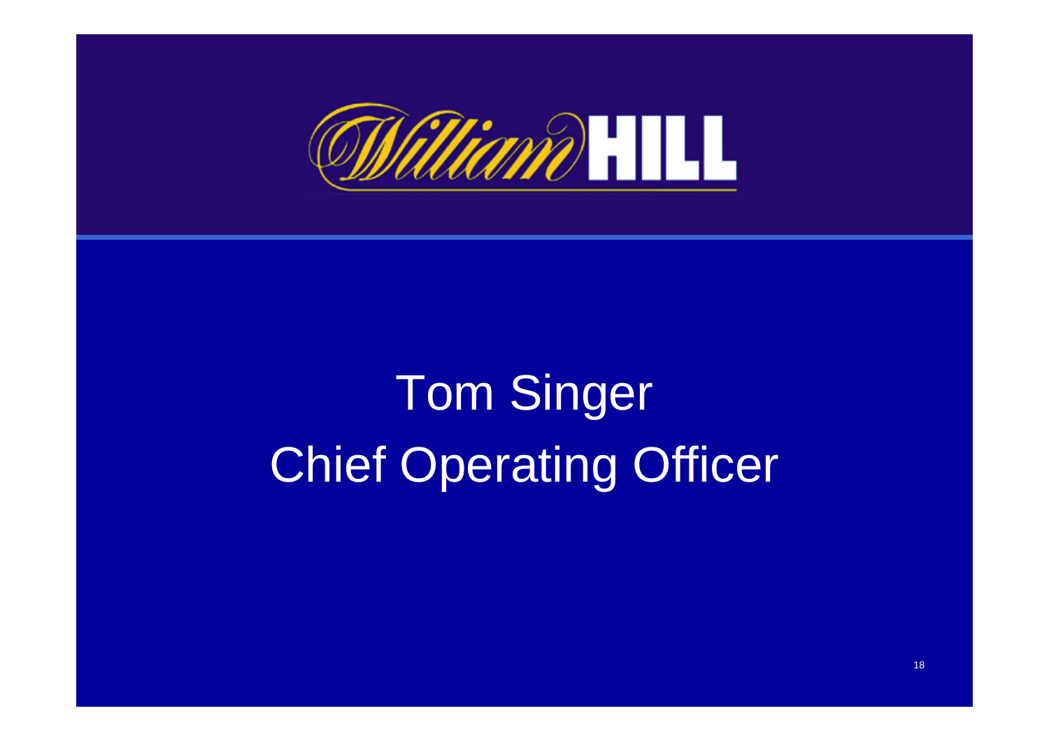# Tom Singer

## Chief Operating Officer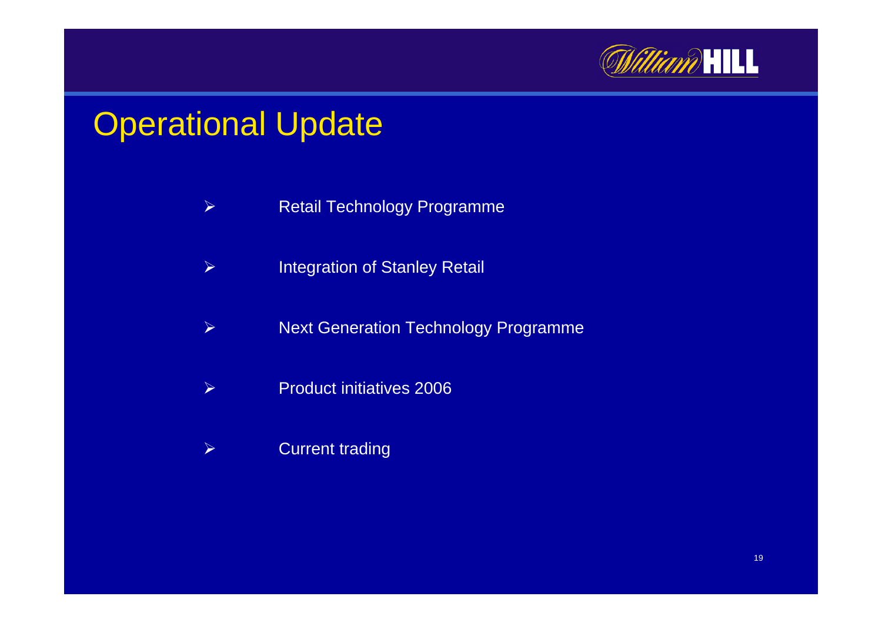# Operational Update

- Retail Technology Programme
- Integration of Stanley Retail
- Next Generation Technology Programme
- Product initiatives 2006
- Current trading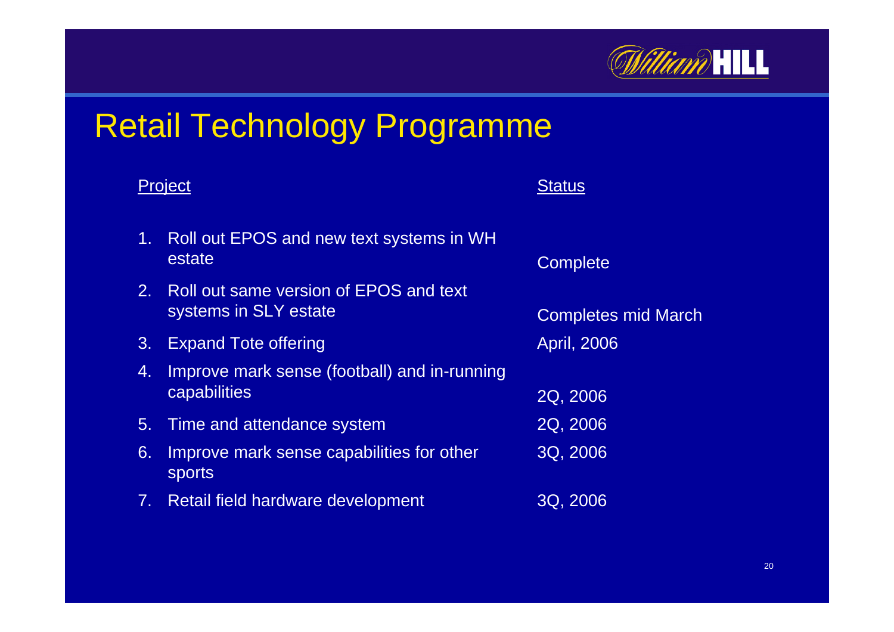# Retail Technology Programme

| Project | Status |
| --- | --- |
| 1. Roll out EPOS and new text systems in WH estate | Complete |
| 2. Roll out same version of EPOS and text systems in SLY estate | Completes mid March |
| 3. Expand Tote offering | April, 2006 |
| 4. Improve mark sense (football) and in-running capabilities | 2Q, 2006 |
| 5. Time and attendance system | 2Q, 2006 |
| 6. Improve mark sense capabilities for other sports | 3Q, 2006 |
| 7. Retail field hardware development | 3Q, 2006 |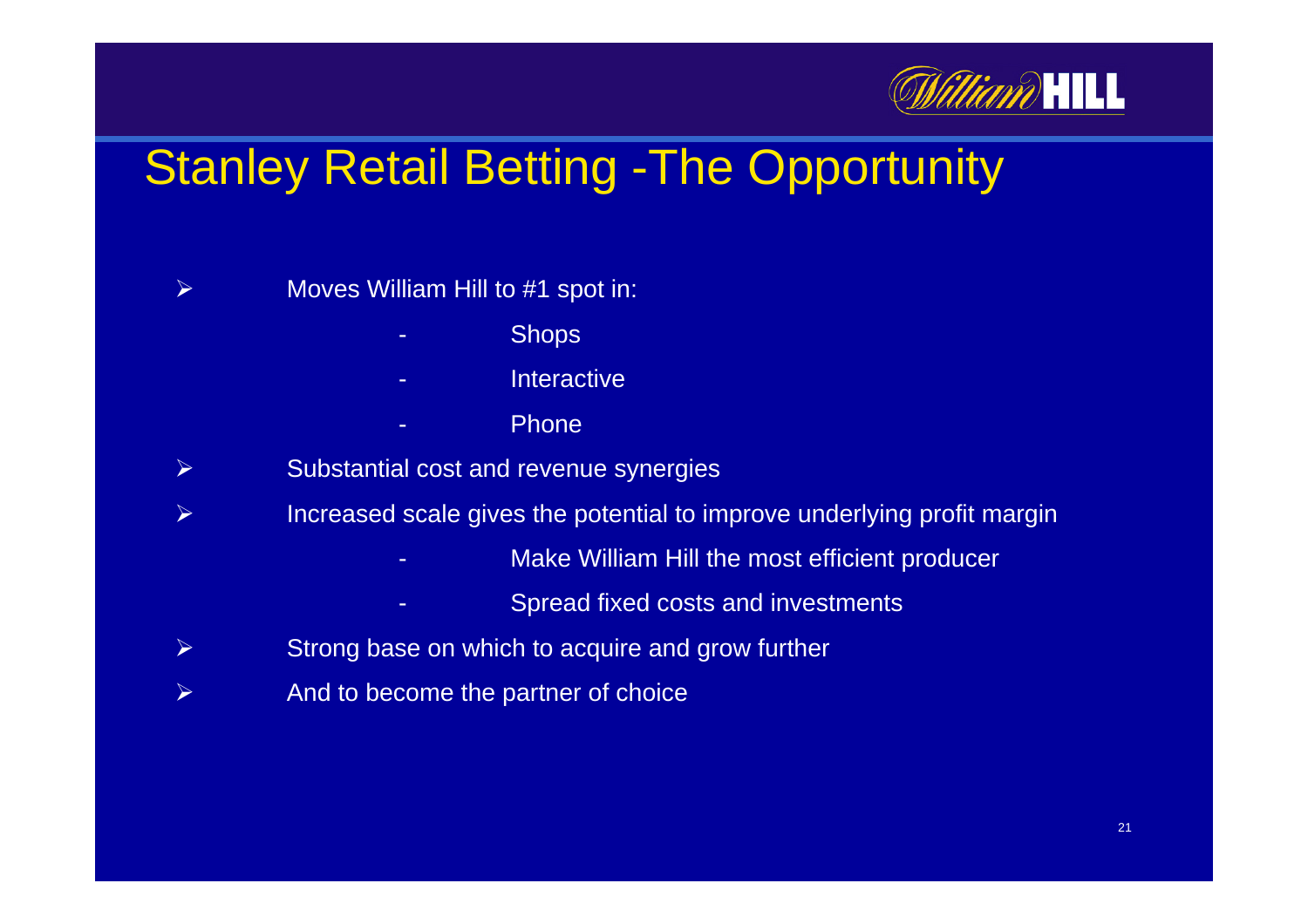# Stanley Retail Betting -The Opportunity

- Moves William Hill to #1 spot in:
  - Shops
  - Interactive
  - Phone
- Substantial cost and revenue synergies
- Increased scale gives the potential to improve underlying profit margin
  - Make William Hill the most efficient producer
  - Spread fixed costs and investments
- Strong base on which to acquire and grow further
- And to become the partner of choice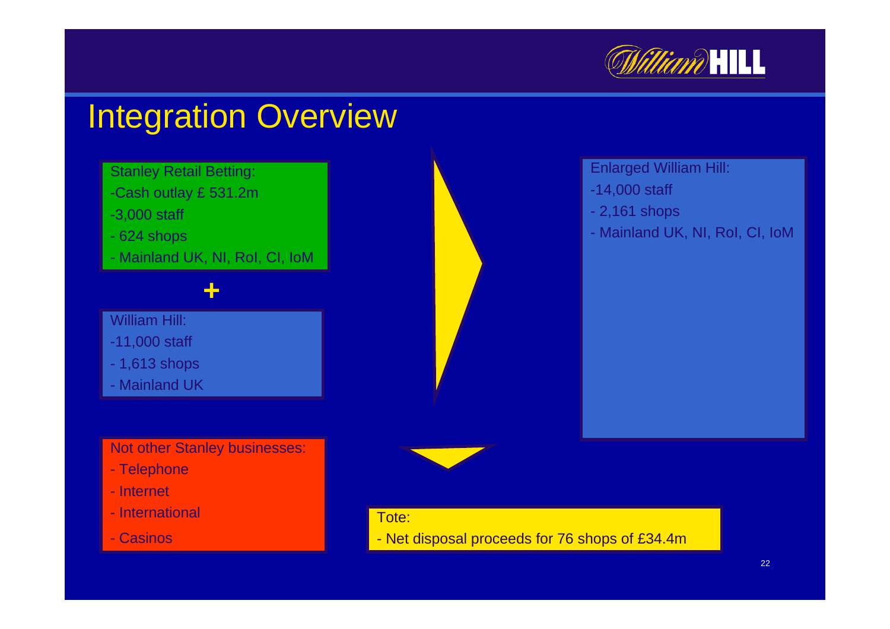# Integration Overview

Stanley Retail Betting:
- Cash outlay £ 531.2m
- 3,000 staff
- 624 shops
- Mainland UK, NI, RoI, CI, IoM

+

William Hill:
- 11,000 staff
- 1,613 shops
- Mainland UK

Enlarged William Hill:
- 14,000 staff
- 2,161 shops
- Mainland UK, NI, RoI, CI, IoM

Not other Stanley businesses:
- Telephone
- Internet
- International
- Casinos

Tote:
- Net disposal proceeds for 76 shops of £34.4m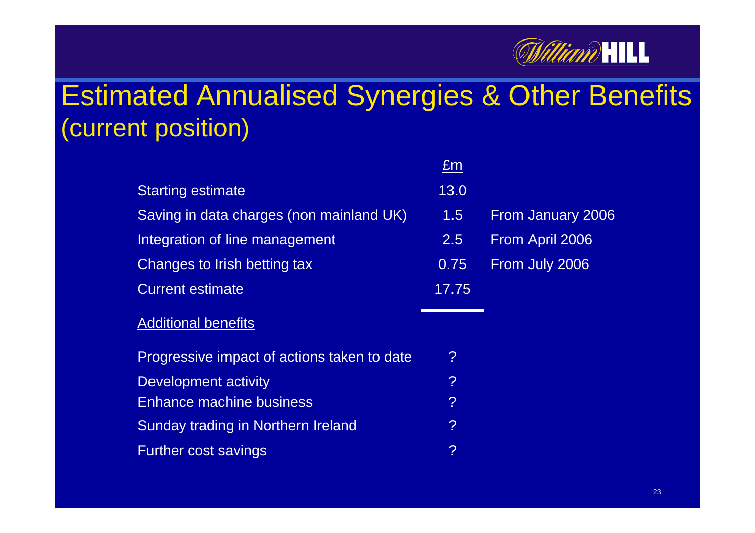# Estimated Annualised Synergies & Other Benefits (current position)

| | £m | |
|---|---|---|
| Starting estimate | 13.0 | |
| Saving in data charges (non mainland UK) | 1.5 | From January 2006 |
| Integration of line management | 2.5 | From April 2006 |
| Changes to Irish betting tax | 0.75 | From July 2006 |
| Current estimate | 17.75 | |

<u>Additional benefits</u>

| | |
|---|---|
| Progressive impact of actions taken to date | ? |
| Development activity | ? |
| Enhance machine business | ? |
| Sunday trading in Northern Ireland | ? |
| Further cost savings | ? |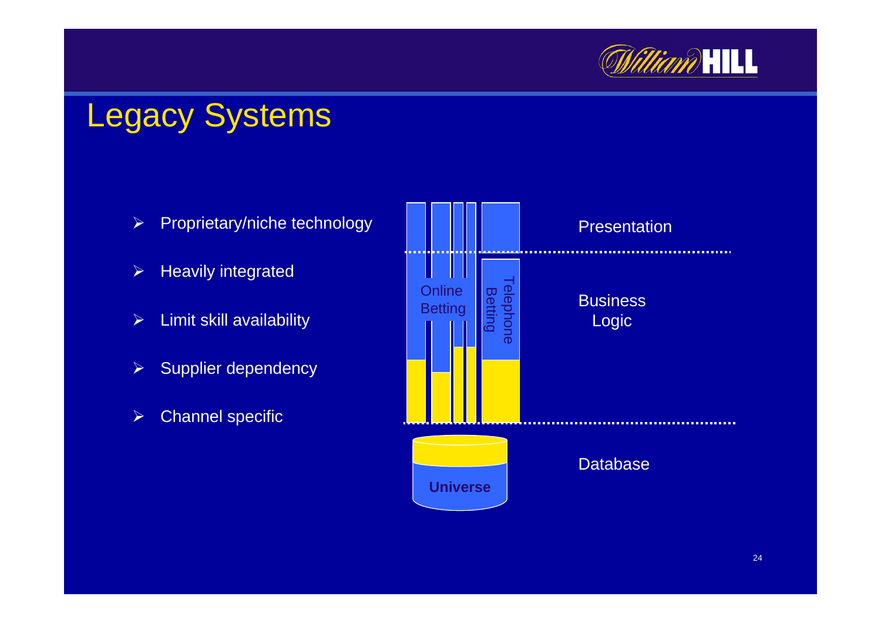# Legacy Systems

- Proprietary/niche technology
- Heavily integrated
- Limit skill availability
- Supplier dependency
- Channel specific

Online Betting

Telephone Betting

Universe

Presentation

Business Logic

Database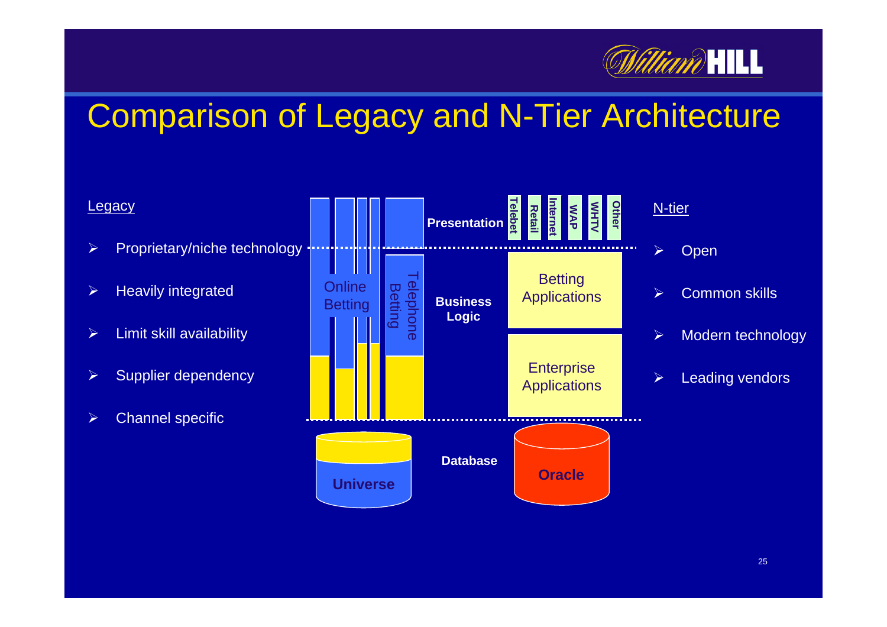# Comparison of Legacy and N-Tier Architecture

**Legacy**

- Proprietary/niche technology
- Heavily integrated
- Limit skill availability
- Supplier dependency
- Channel specific

Online Betting

Telephone Betting

Universe

**Presentation**

**Business Logic**

**Database**

Telebet | Retail | Internet | WAP | WHTV | Other

Betting Applications

Enterprise Applications

Oracle

**N-tier**

- Open
- Common skills
- Modern technology
- Leading vendors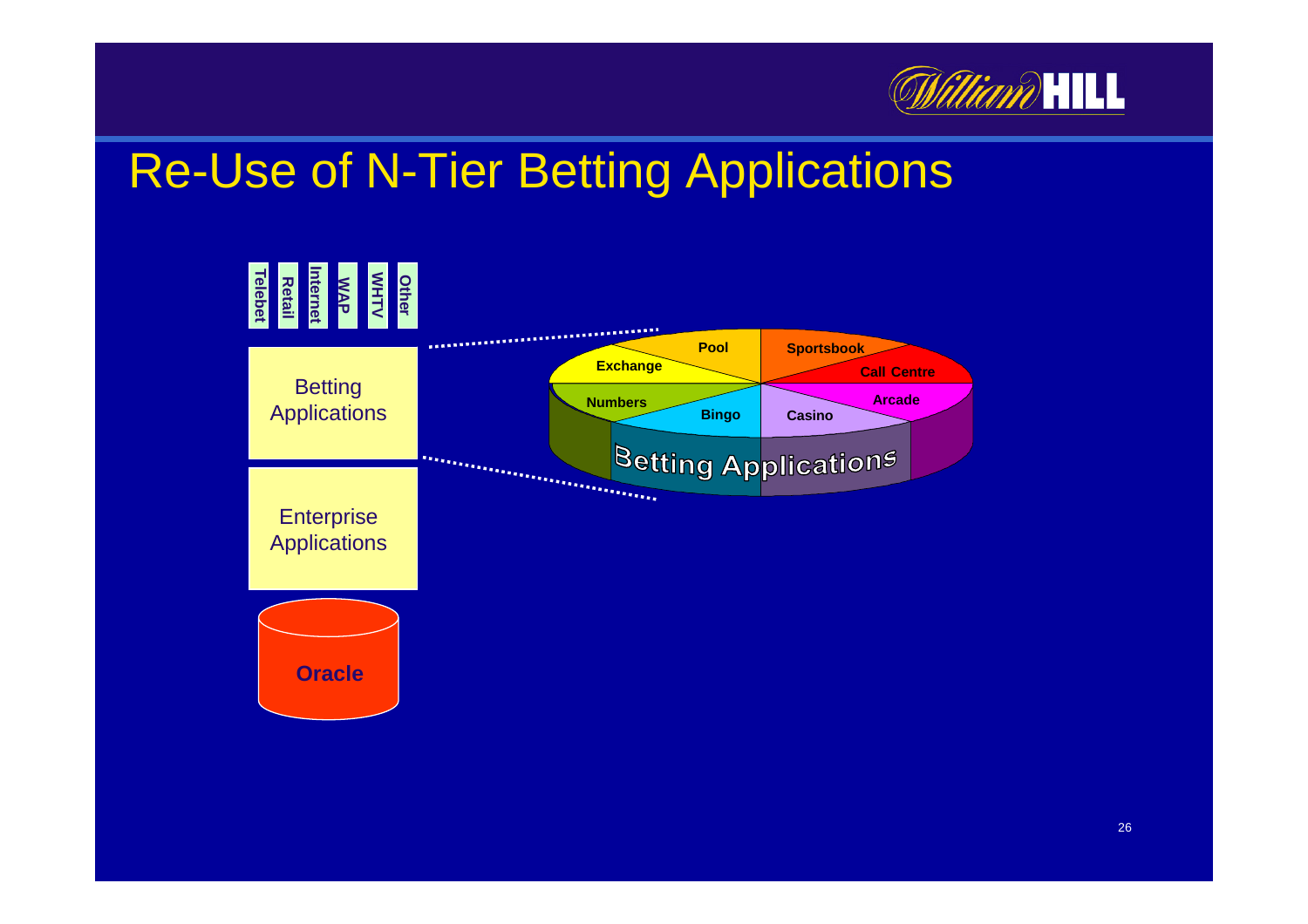# Re-Use of N-Tier Betting Applications

Telebet | Retail | Internet | WAP | WHTV | Other

Betting Applications

Enterprise Applications

Oracle

Betting Applications:

- Pool
- Sportsbook
- Exchange
- Call Centre
- Numbers
- Bingo
- Casino
- Arcade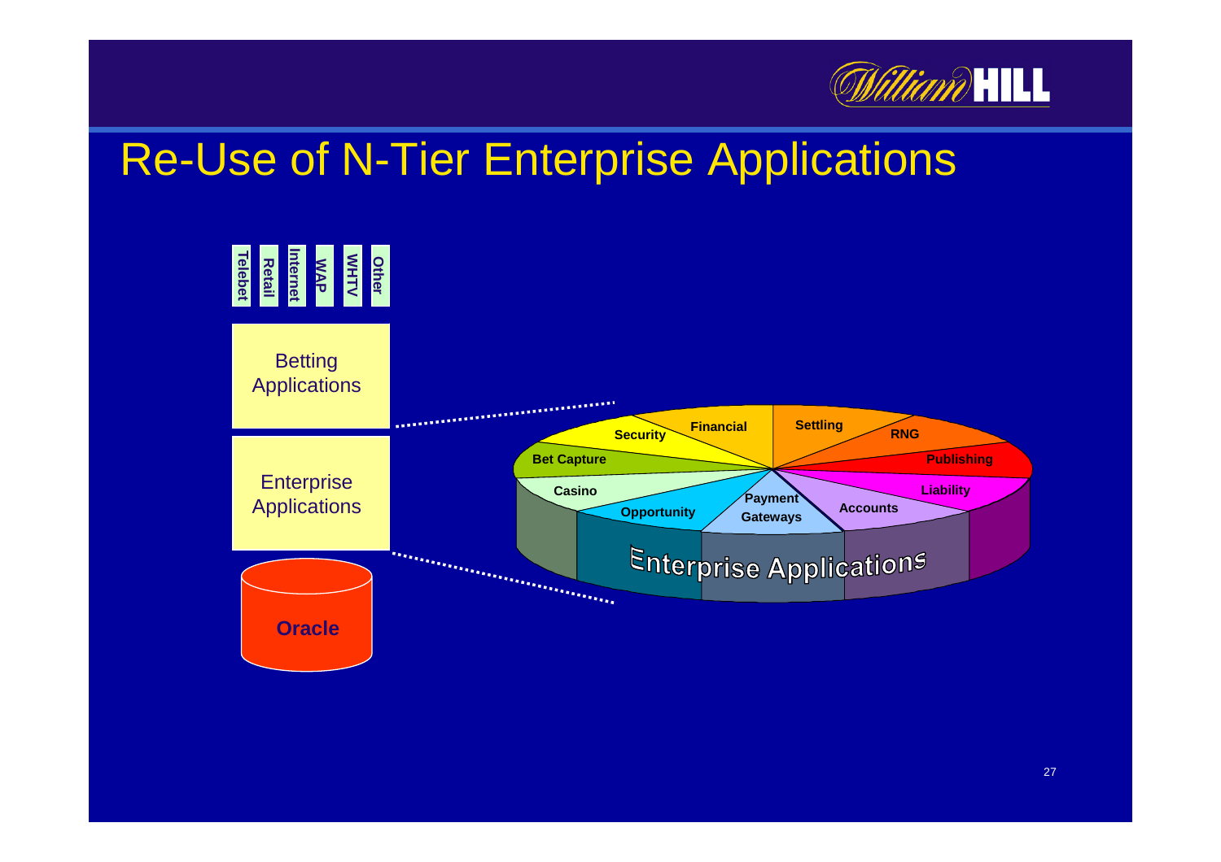# Re-Use of N-Tier Enterprise Applications

Telebet | Retail | Internet | WAP | WHTV | Other

Betting Applications

Enterprise Applications

Oracle

Enterprise Applications

- Security
- Financial
- Settling
- RNG
- Publishing
- Bet Capture
- Liability
- Casino
- Payment Gateways
- Accounts
- Opportunity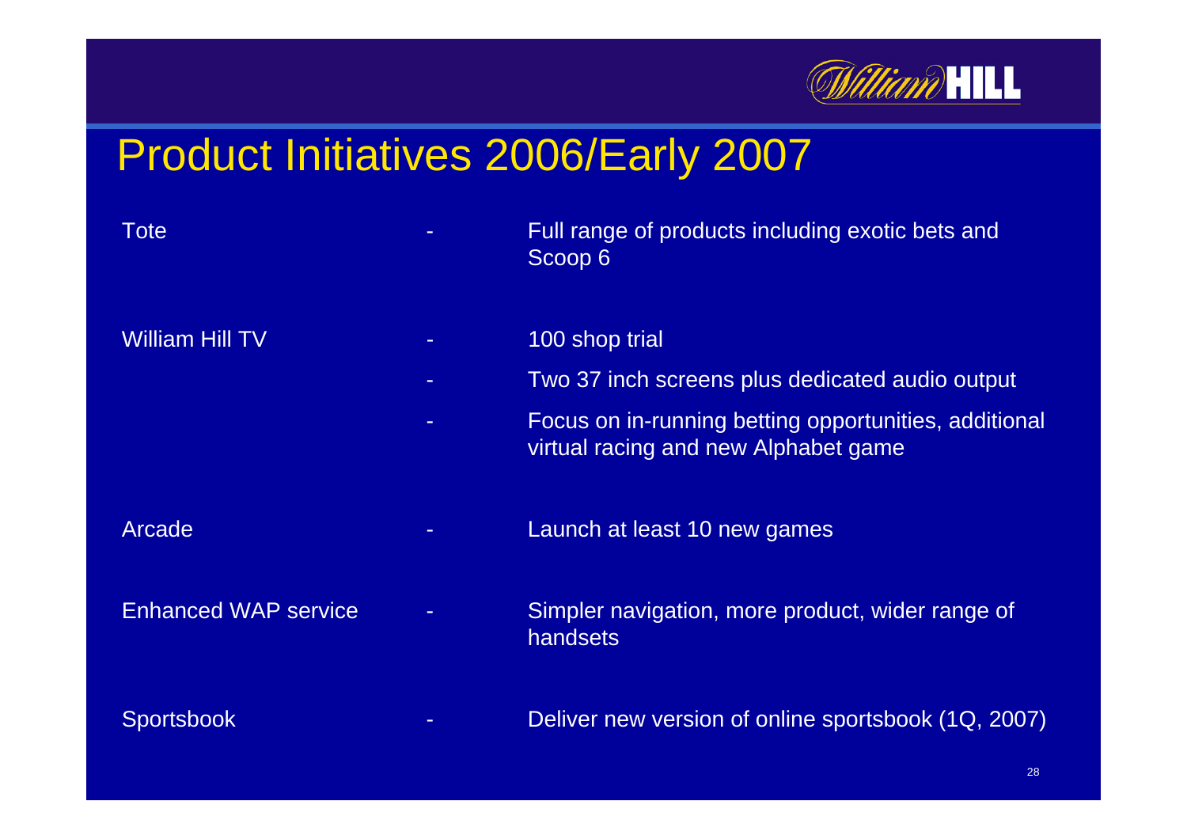# Product Initiatives 2006/Early 2007

| | | |
|---|---|---|
| Tote | - | Full range of products including exotic bets and Scoop 6 |
| William Hill TV | - | 100 shop trial |
| | - | Two 37 inch screens plus dedicated audio output |
| | - | Focus on in-running betting opportunities, additional virtual racing and new Alphabet game |
| Arcade | - | Launch at least 10 new games |
| Enhanced WAP service | - | Simpler navigation, more product, wider range of handsets |
| Sportsbook | - | Deliver new version of online sportsbook (1Q, 2007) |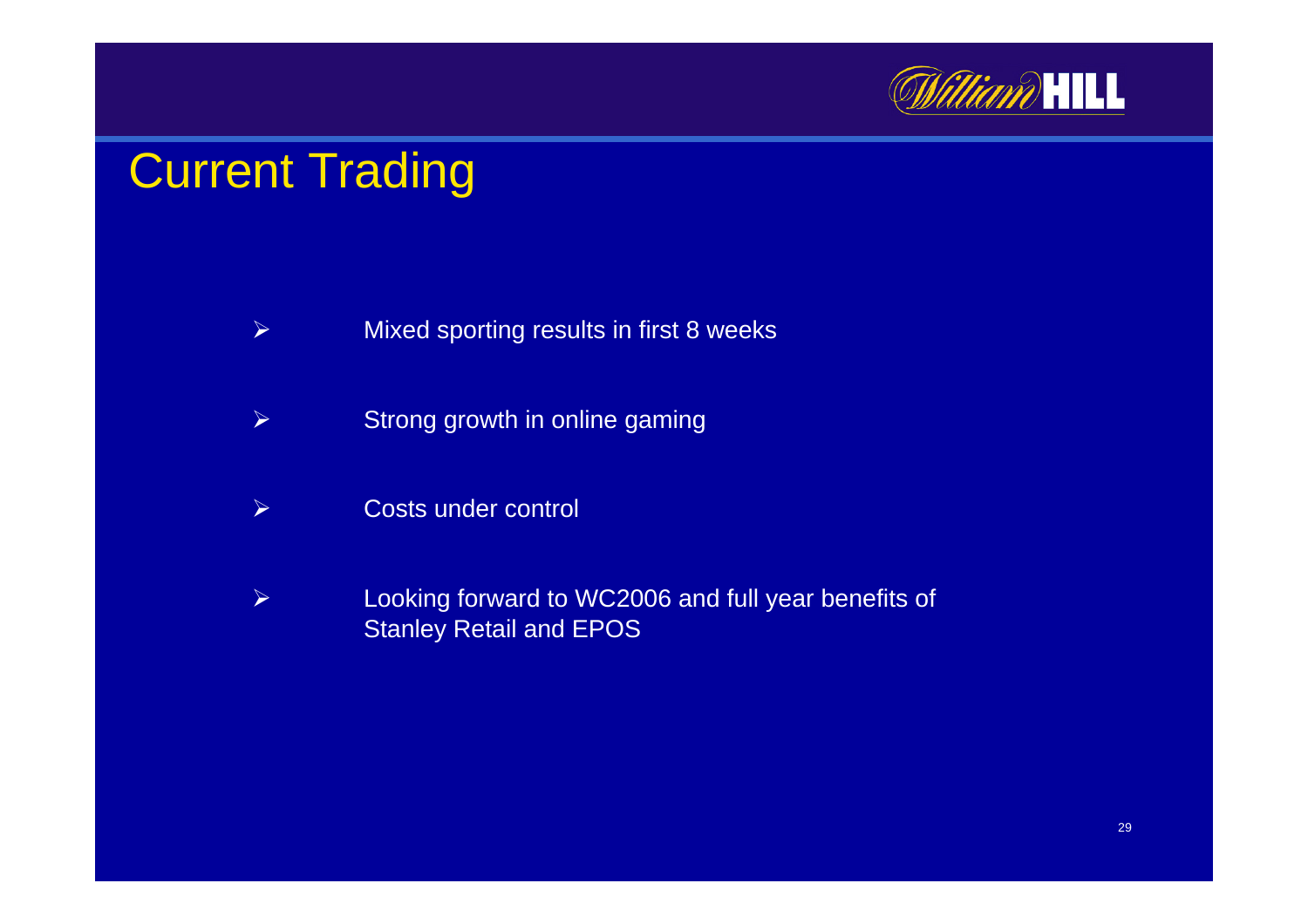# Current Trading

- Mixed sporting results in first 8 weeks
- Strong growth in online gaming
- Costs under control
- Looking forward to WC2006 and full year benefits of Stanley Retail and EPOS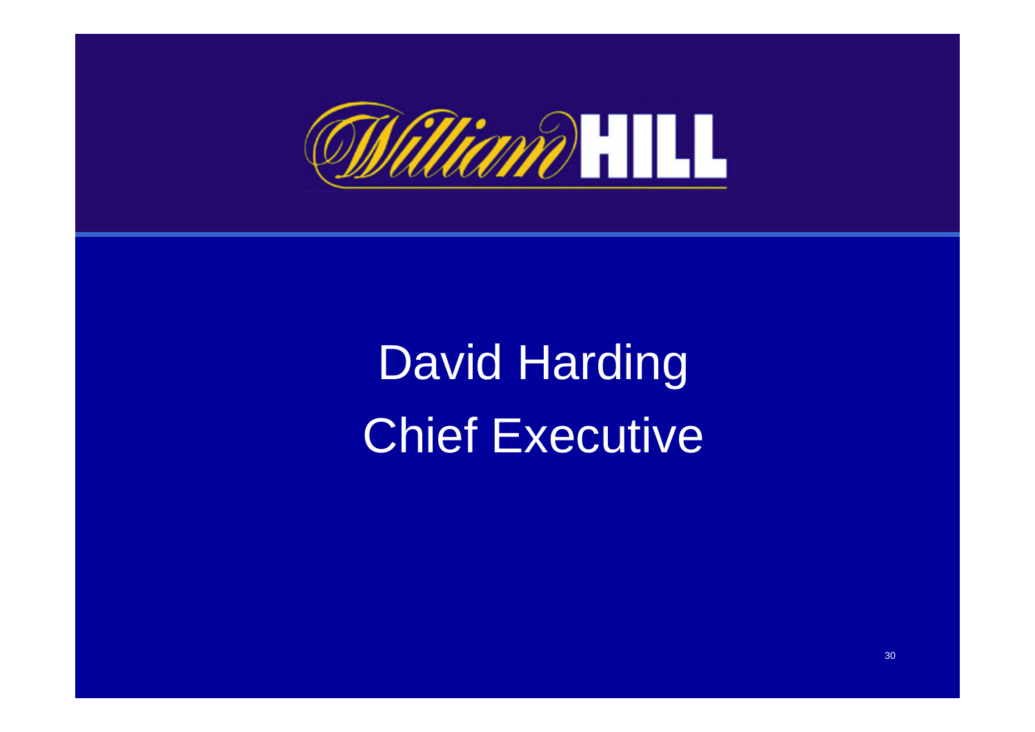William HILL

# David Harding
# Chief Executive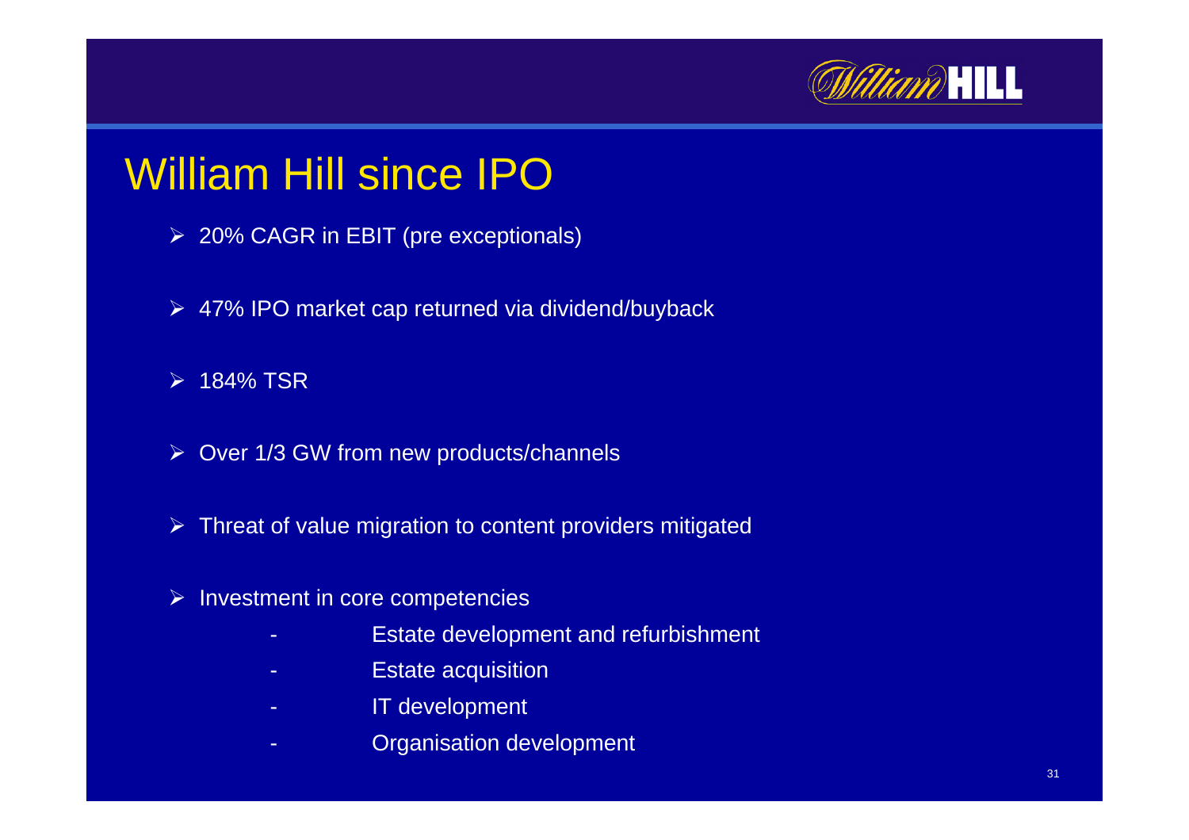# William Hill since IPO

- 20% CAGR in EBIT (pre exceptionals)
- 47% IPO market cap returned via dividend/buyback
- 184% TSR
- Over 1/3 GW from new products/channels
- Threat of value migration to content providers mitigated
- Investment in core competencies
  - Estate development and refurbishment
  - Estate acquisition
  - IT development
  - Organisation development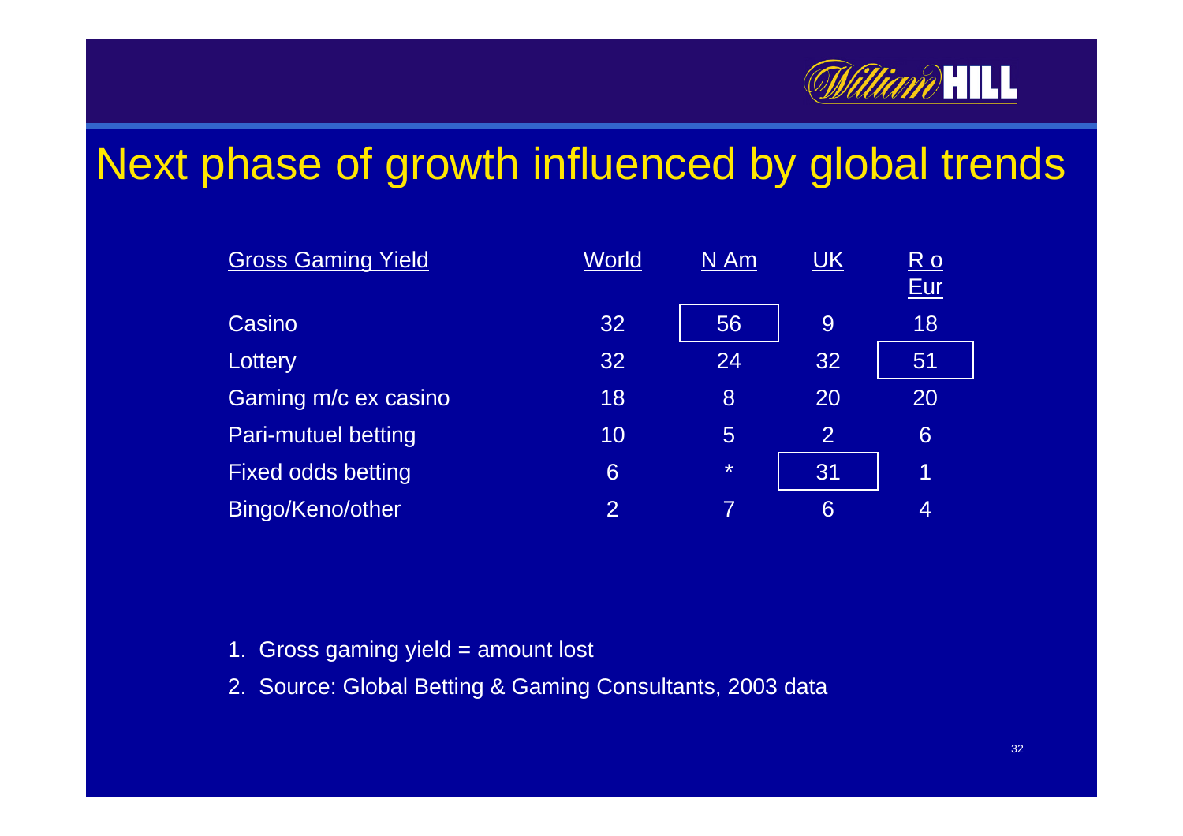# Next phase of growth influenced by global trends

| Gross Gaming Yield | World | N Am | UK | R o Eur |
|---|---|---|---|---|
| Casino | 32 | 56 | 9 | 18 |
| Lottery | 32 | 24 | 32 | 51 |
| Gaming m/c ex casino | 18 | 8 | 20 | 20 |
| Pari-mutuel betting | 10 | 5 | 2 | 6 |
| Fixed odds betting | 6 | * | 31 | 1 |
| Bingo/Keno/other | 2 | 7 | 6 | 4 |

1. Gross gaming yield = amount lost
2. Source: Global Betting & Gaming Consultants, 2003 data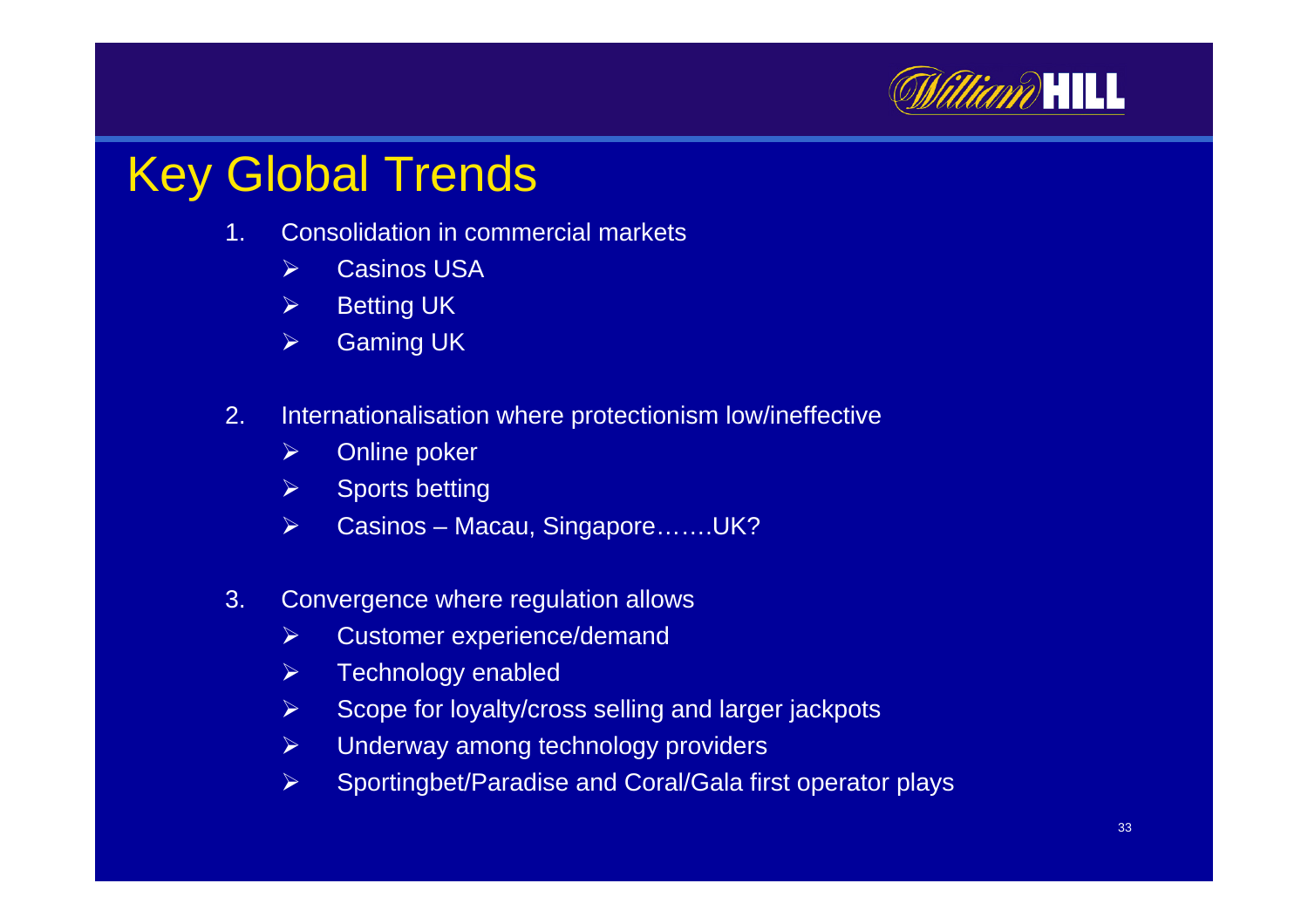# Key Global Trends

1. Consolidation in commercial markets
   - Casinos USA
   - Betting UK
   - Gaming UK

2. Internationalisation where protectionism low/ineffective
   - Online poker
   - Sports betting
   - Casinos – Macau, Singapore…….UK?

3. Convergence where regulation allows
   - Customer experience/demand
   - Technology enabled
   - Scope for loyalty/cross selling and larger jackpots
   - Underway among technology providers
   - Sportingbet/Paradise and Coral/Gala first operator plays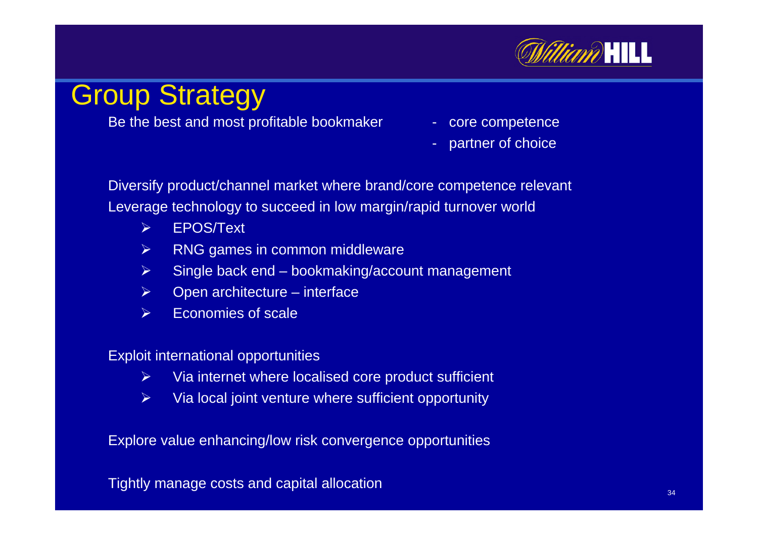# Group Strategy

Be the best and most profitable bookmaker

- core competence
- partner of choice

Diversify product/channel market where brand/core competence relevant

Leverage technology to succeed in low margin/rapid turnover world

- EPOS/Text
- RNG games in common middleware
- Single back end – bookmaking/account management
- Open architecture – interface
- Economies of scale

Exploit international opportunities

- Via internet where localised core product sufficient
- Via local joint venture where sufficient opportunity

Explore value enhancing/low risk convergence opportunities

Tightly manage costs and capital allocation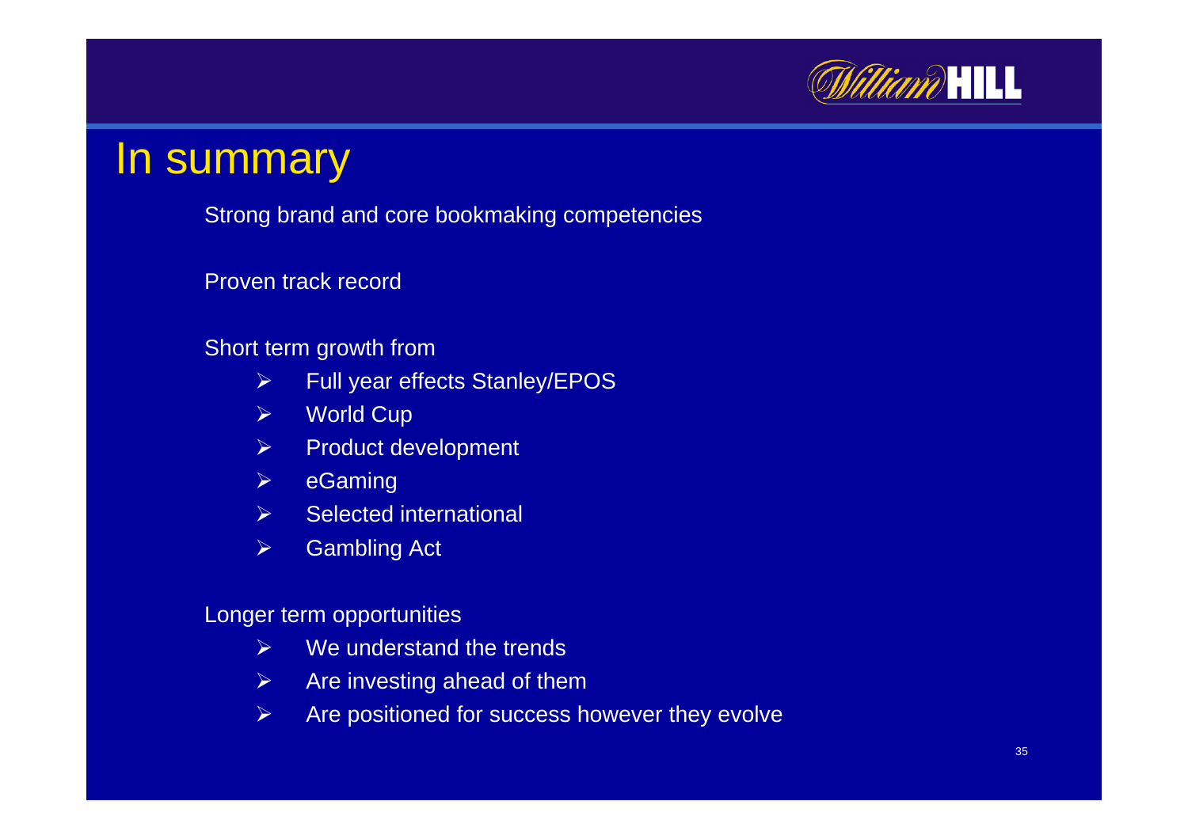# In summary

Strong brand and core bookmaking competencies

Proven track record

Short term growth from

- Full year effects Stanley/EPOS
- World Cup
- Product development
- eGaming
- Selected international
- Gambling Act

Longer term opportunities

- We understand the trends
- Are investing ahead of them
- Are positioned for success however they evolve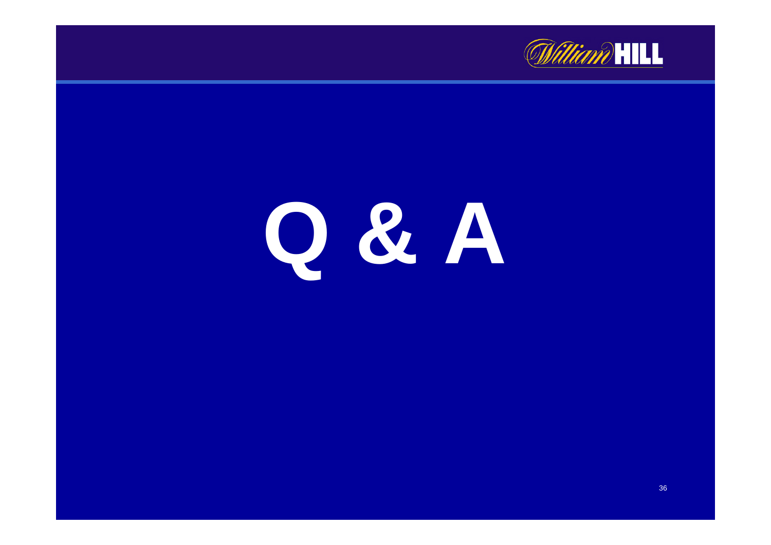# Q & A